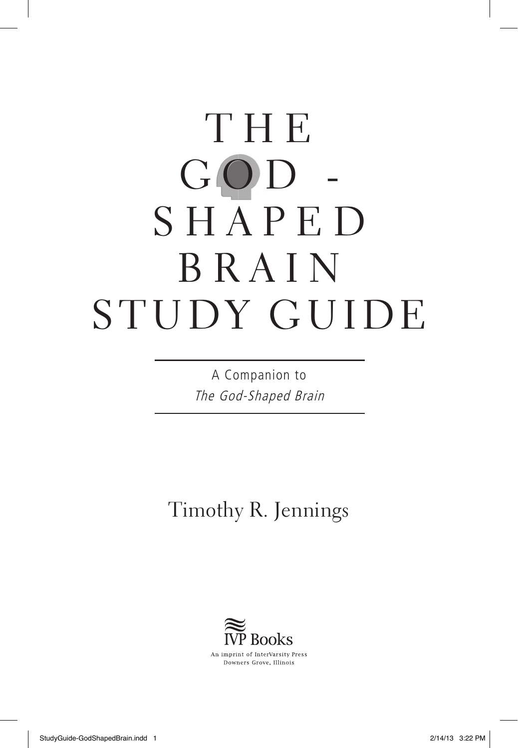# THE GOD-SHAPED BRAIN STUDY GUIDE

A Companion to
*The God-Shaped Brain*

Timothy R. Jennings

IVP Books
An imprint of InterVarsity Press
Downers Grove, Illinois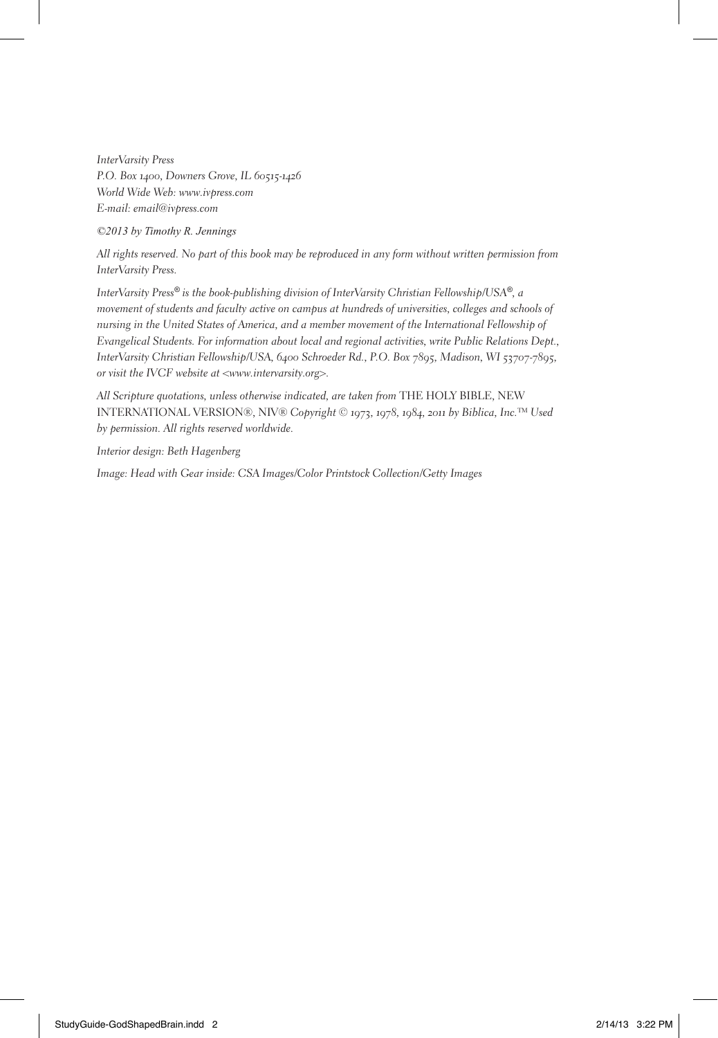*InterVarsity Press*
*P.O. Box 1400, Downers Grove, IL 60515-1426*
*World Wide Web: www.ivpress.com*
*E-mail: email@ivpress.com*

*©2013 by Timothy R. Jennings*

*All rights reserved. No part of this book may be reproduced in any form without written permission from InterVarsity Press.*

*InterVarsity Press® is the book-publishing division of InterVarsity Christian Fellowship/USA®, a movement of students and faculty active on campus at hundreds of universities, colleges and schools of nursing in the United States of America, and a member movement of the International Fellowship of Evangelical Students. For information about local and regional activities, write Public Relations Dept., InterVarsity Christian Fellowship/USA, 6400 Schroeder Rd., P.O. Box 7895, Madison, WI 53707-7895, or visit the IVCF website at <www.intervarsity.org>.*

*All Scripture quotations, unless otherwise indicated, are taken from* THE HOLY BIBLE, NEW INTERNATIONAL VERSION®, NIV® *Copyright © 1973, 1978, 1984, 2011 by Biblica, Inc.™ Used by permission. All rights reserved worldwide.*

*Interior design: Beth Hagenberg*

*Image: Head with Gear inside: CSA Images/Color Printstock Collection/Getty Images*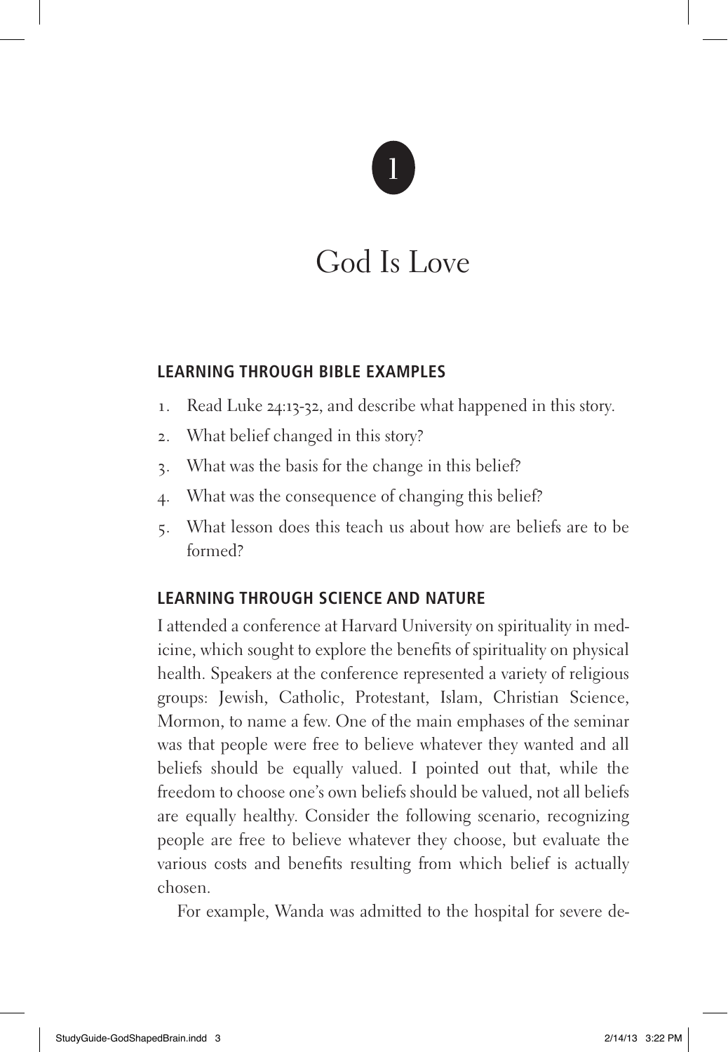# 1

# God Is Love

## LEARNING THROUGH BIBLE EXAMPLES

1. Read Luke 24:13-32, and describe what happened in this story.
2. What belief changed in this story?
3. What was the basis for the change in this belief?
4. What was the consequence of changing this belief?
5. What lesson does this teach us about how are beliefs are to be formed?

## LEARNING THROUGH SCIENCE AND NATURE

I attended a conference at Harvard University on spirituality in medicine, which sought to explore the benefits of spirituality on physical health. Speakers at the conference represented a variety of religious groups: Jewish, Catholic, Protestant, Islam, Christian Science, Mormon, to name a few. One of the main emphases of the seminar was that people were free to believe whatever they wanted and all beliefs should be equally valued. I pointed out that, while the freedom to choose one's own beliefs should be valued, not all beliefs are equally healthy. Consider the following scenario, recognizing people are free to believe whatever they choose, but evaluate the various costs and benefits resulting from which belief is actually chosen.

For example, Wanda was admitted to the hospital for severe de-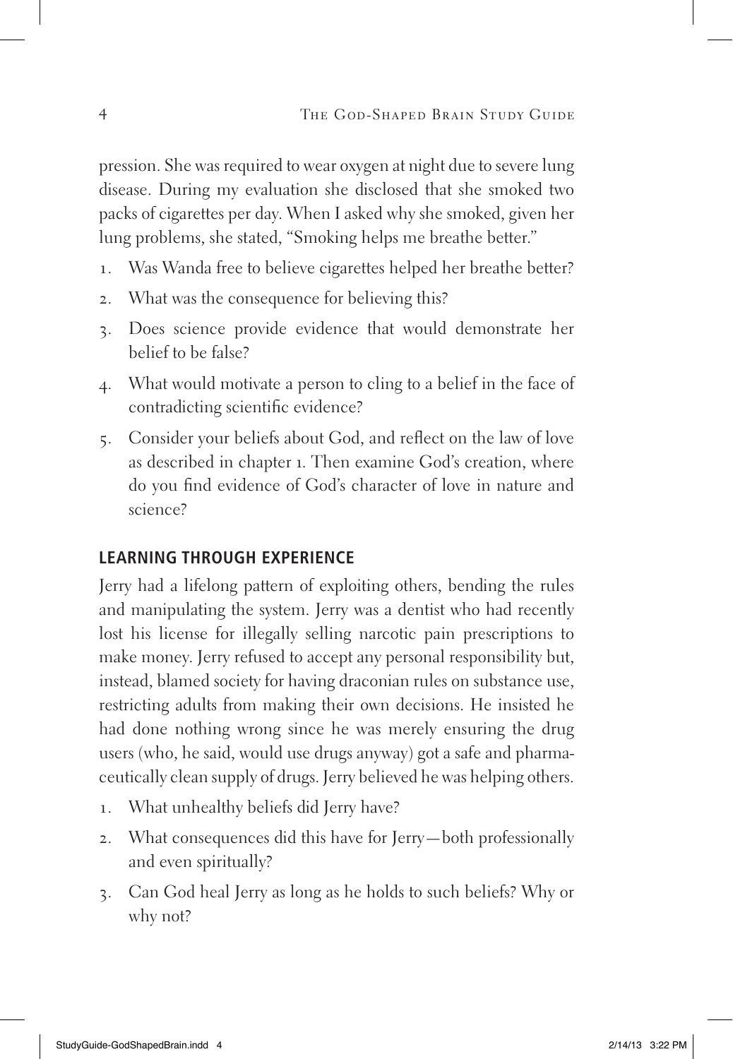pression. She was required to wear oxygen at night due to severe lung disease. During my evaluation she disclosed that she smoked two packs of cigarettes per day. When I asked why she smoked, given her lung problems, she stated, "Smoking helps me breathe better."

1. Was Wanda free to believe cigarettes helped her breathe better?
2. What was the consequence for believing this?
3. Does science provide evidence that would demonstrate her belief to be false?
4. What would motivate a person to cling to a belief in the face of contradicting scientific evidence?
5. Consider your beliefs about God, and reflect on the law of love as described in chapter 1. Then examine God's creation, where do you find evidence of God's character of love in nature and science?

## LEARNING THROUGH EXPERIENCE

Jerry had a lifelong pattern of exploiting others, bending the rules and manipulating the system. Jerry was a dentist who had recently lost his license for illegally selling narcotic pain prescriptions to make money. Jerry refused to accept any personal responsibility but, instead, blamed society for having draconian rules on substance use, restricting adults from making their own decisions. He insisted he had done nothing wrong since he was merely ensuring the drug users (who, he said, would use drugs anyway) got a safe and pharmaceutically clean supply of drugs. Jerry believed he was helping others.

1. What unhealthy beliefs did Jerry have?
2. What consequences did this have for Jerry—both professionally and even spiritually?
3. Can God heal Jerry as long as he holds to such beliefs? Why or why not?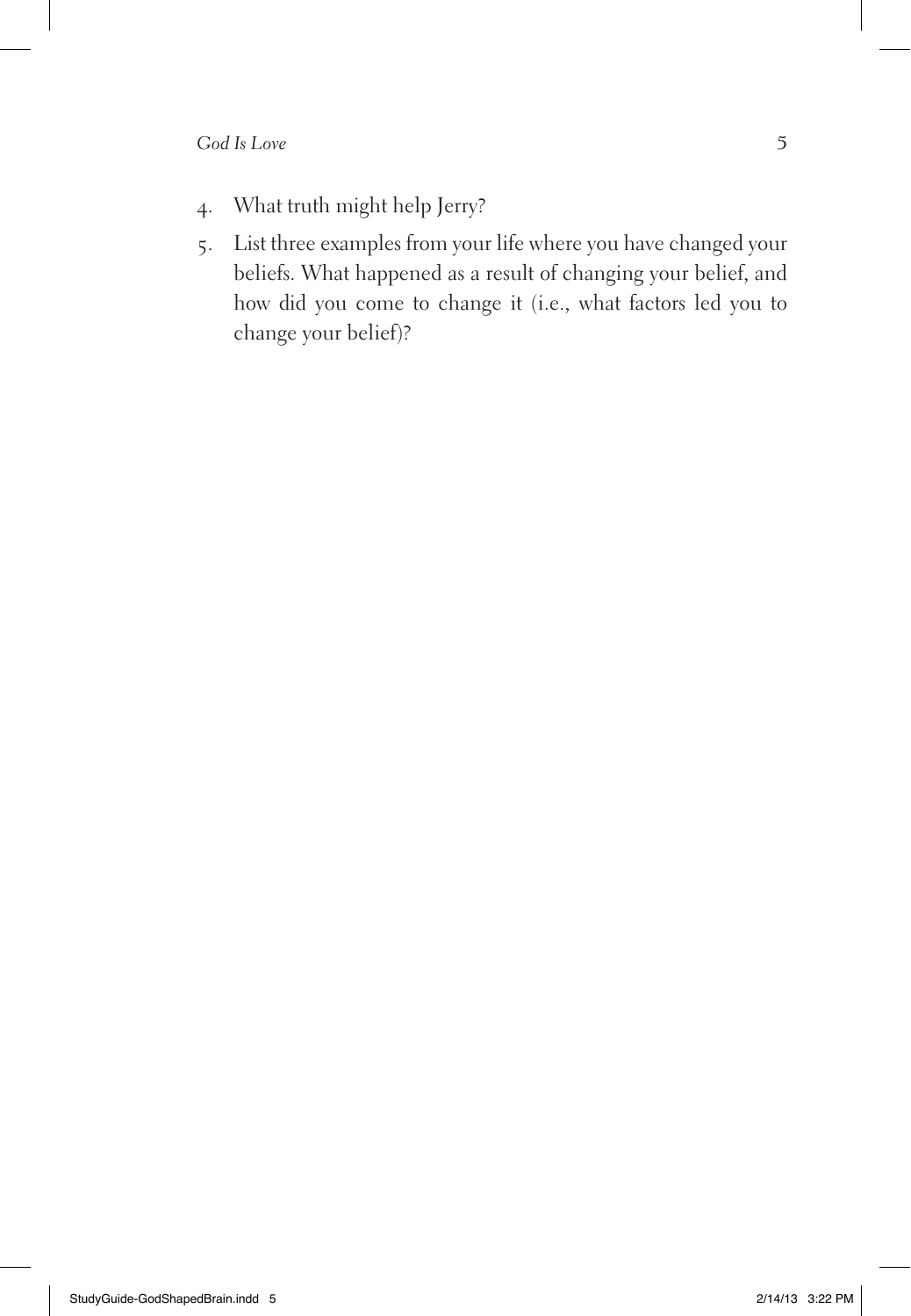4. What truth might help Jerry?
5. List three examples from your life where you have changed your beliefs. What happened as a result of changing your belief, and how did you come to change it (i.e., what factors led you to change your belief)?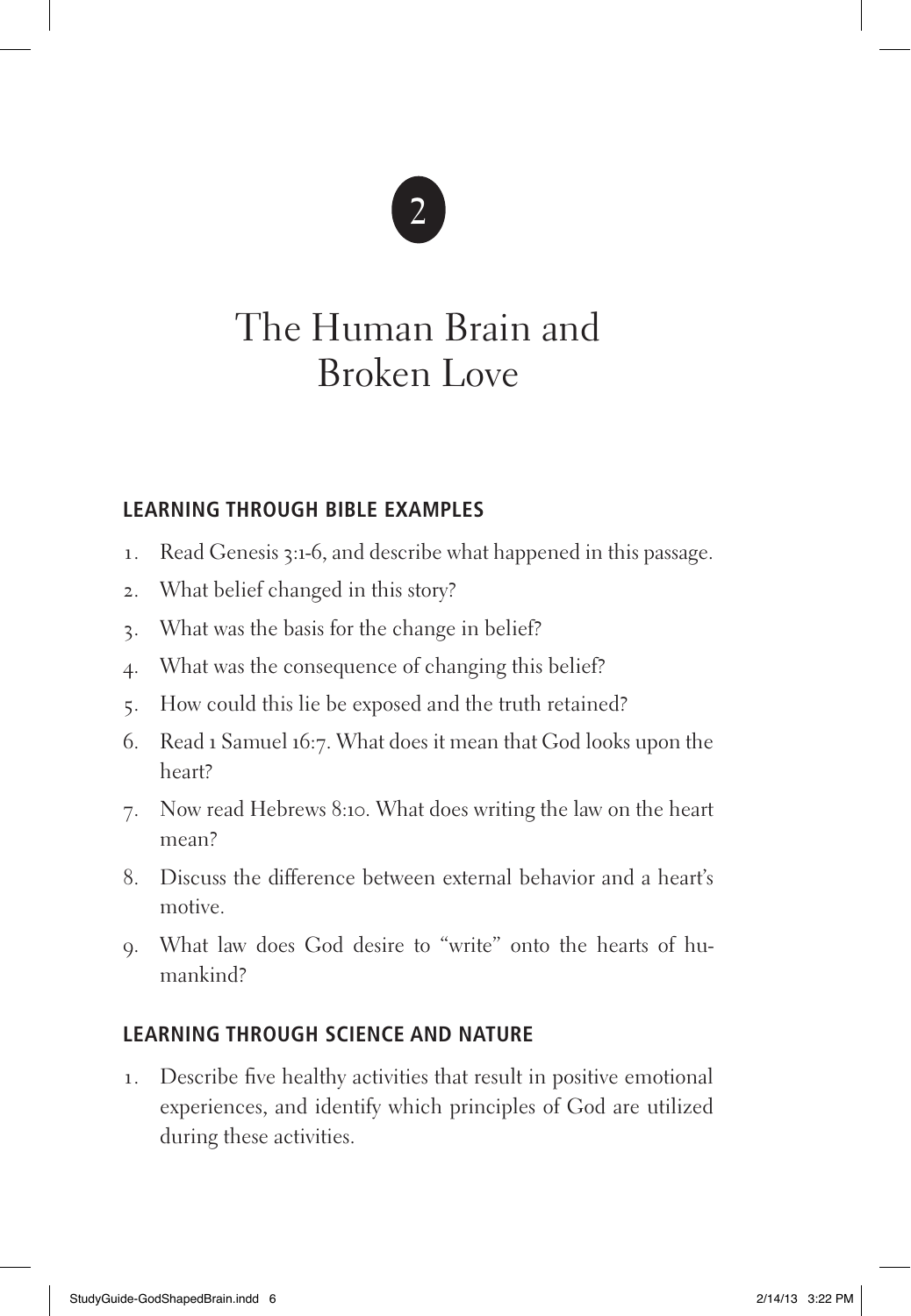# 2

# The Human Brain and Broken Love

## LEARNING THROUGH BIBLE EXAMPLES

1. Read Genesis 3:1-6, and describe what happened in this passage.
2. What belief changed in this story?
3. What was the basis for the change in belief?
4. What was the consequence of changing this belief?
5. How could this lie be exposed and the truth retained?
6. Read 1 Samuel 16:7. What does it mean that God looks upon the heart?
7. Now read Hebrews 8:10. What does writing the law on the heart mean?
8. Discuss the difference between external behavior and a heart's motive.
9. What law does God desire to "write" onto the hearts of humankind?

## LEARNING THROUGH SCIENCE AND NATURE

1. Describe five healthy activities that result in positive emotional experiences, and identify which principles of God are utilized during these activities.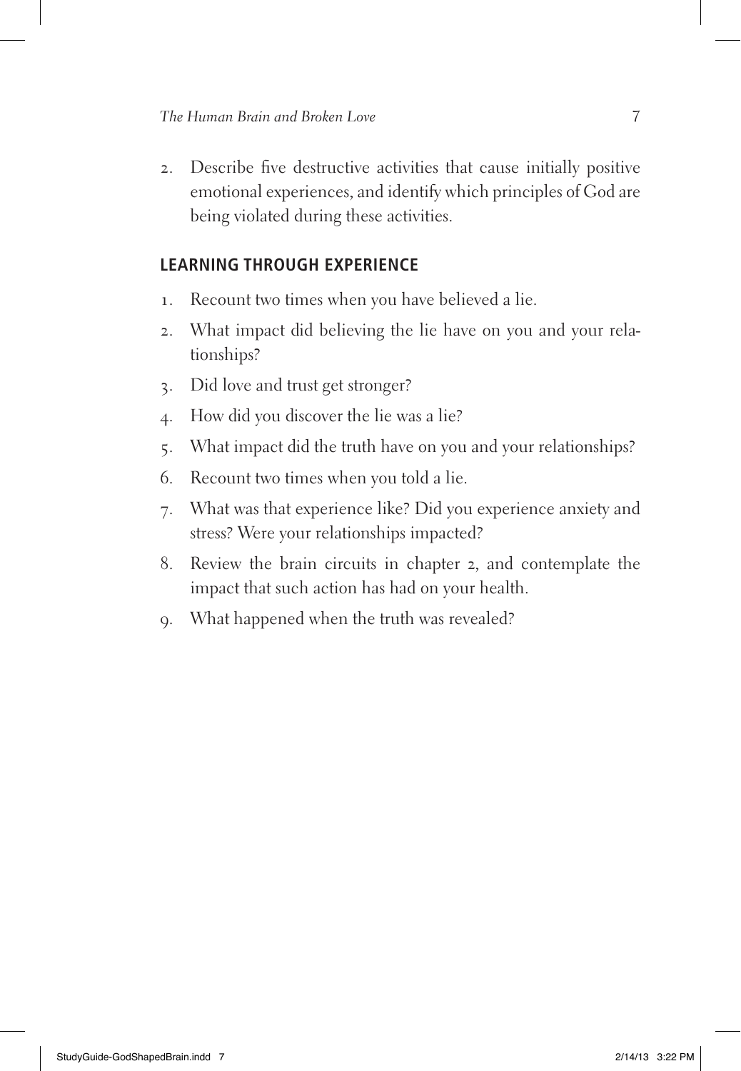2. Describe five destructive activities that cause initially positive emotional experiences, and identify which principles of God are being violated during these activities.

## LEARNING THROUGH EXPERIENCE

1. Recount two times when you have believed a lie.
2. What impact did believing the lie have on you and your relationships?
3. Did love and trust get stronger?
4. How did you discover the lie was a lie?
5. What impact did the truth have on you and your relationships?
6. Recount two times when you told a lie.
7. What was that experience like? Did you experience anxiety and stress? Were your relationships impacted?
8. Review the brain circuits in chapter 2, and contemplate the impact that such action has had on your health.
9. What happened when the truth was revealed?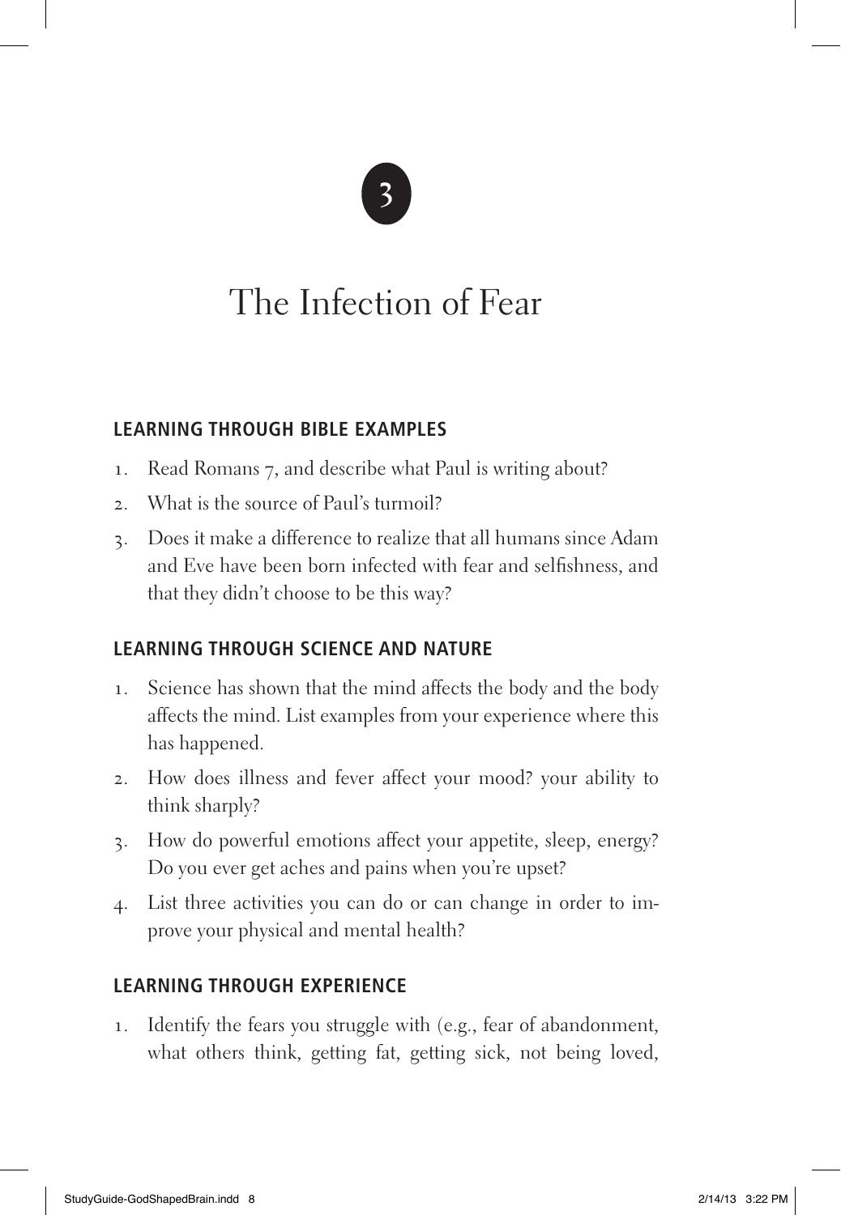3

# The Infection of Fear

## LEARNING THROUGH BIBLE EXAMPLES

1. Read Romans 7, and describe what Paul is writing about?
2. What is the source of Paul's turmoil?
3. Does it make a difference to realize that all humans since Adam and Eve have been born infected with fear and selfishness, and that they didn't choose to be this way?

## LEARNING THROUGH SCIENCE AND NATURE

1. Science has shown that the mind affects the body and the body affects the mind. List examples from your experience where this has happened.
2. How does illness and fever affect your mood? your ability to think sharply?
3. How do powerful emotions affect your appetite, sleep, energy? Do you ever get aches and pains when you're upset?
4. List three activities you can do or can change in order to improve your physical and mental health?

## LEARNING THROUGH EXPERIENCE

1. Identify the fears you struggle with (e.g., fear of abandonment, what others think, getting fat, getting sick, not being loved,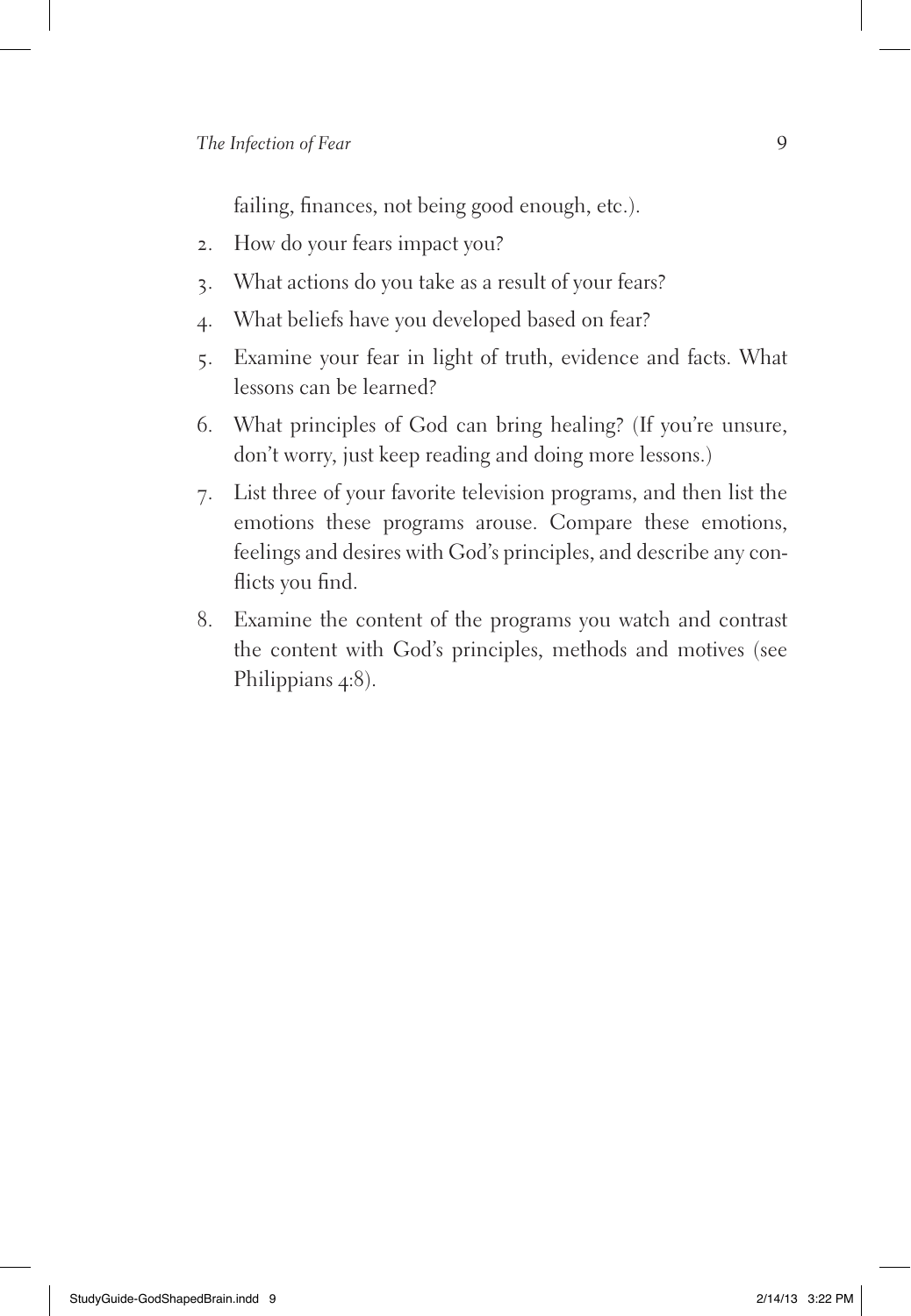failing, finances, not being good enough, etc.).

2. How do your fears impact you?
3. What actions do you take as a result of your fears?
4. What beliefs have you developed based on fear?
5. Examine your fear in light of truth, evidence and facts. What lessons can be learned?
6. What principles of God can bring healing? (If you're unsure, don't worry, just keep reading and doing more lessons.)
7. List three of your favorite television programs, and then list the emotions these programs arouse. Compare these emotions, feelings and desires with God's principles, and describe any conflicts you find.
8. Examine the content of the programs you watch and contrast the content with God's principles, methods and motives (see Philippians 4:8).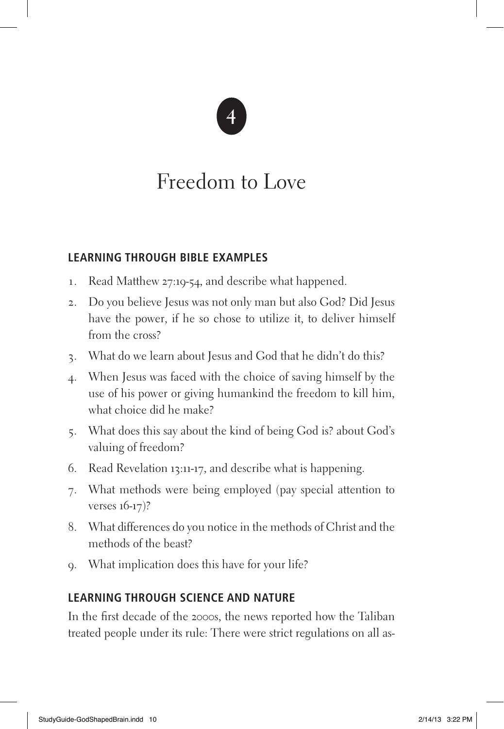# 4

# Freedom to Love

## LEARNING THROUGH BIBLE EXAMPLES

1. Read Matthew 27:19-54, and describe what happened.
2. Do you believe Jesus was not only man but also God? Did Jesus have the power, if he so chose to utilize it, to deliver himself from the cross?
3. What do we learn about Jesus and God that he didn't do this?
4. When Jesus was faced with the choice of saving himself by the use of his power or giving humankind the freedom to kill him, what choice did he make?
5. What does this say about the kind of being God is? about God's valuing of freedom?
6. Read Revelation 13:11-17, and describe what is happening.
7. What methods were being employed (pay special attention to verses 16-17)?
8. What differences do you notice in the methods of Christ and the methods of the beast?
9. What implication does this have for your life?

## LEARNING THROUGH SCIENCE AND NATURE

In the first decade of the 2000s, the news reported how the Taliban treated people under its rule: There were strict regulations on all as-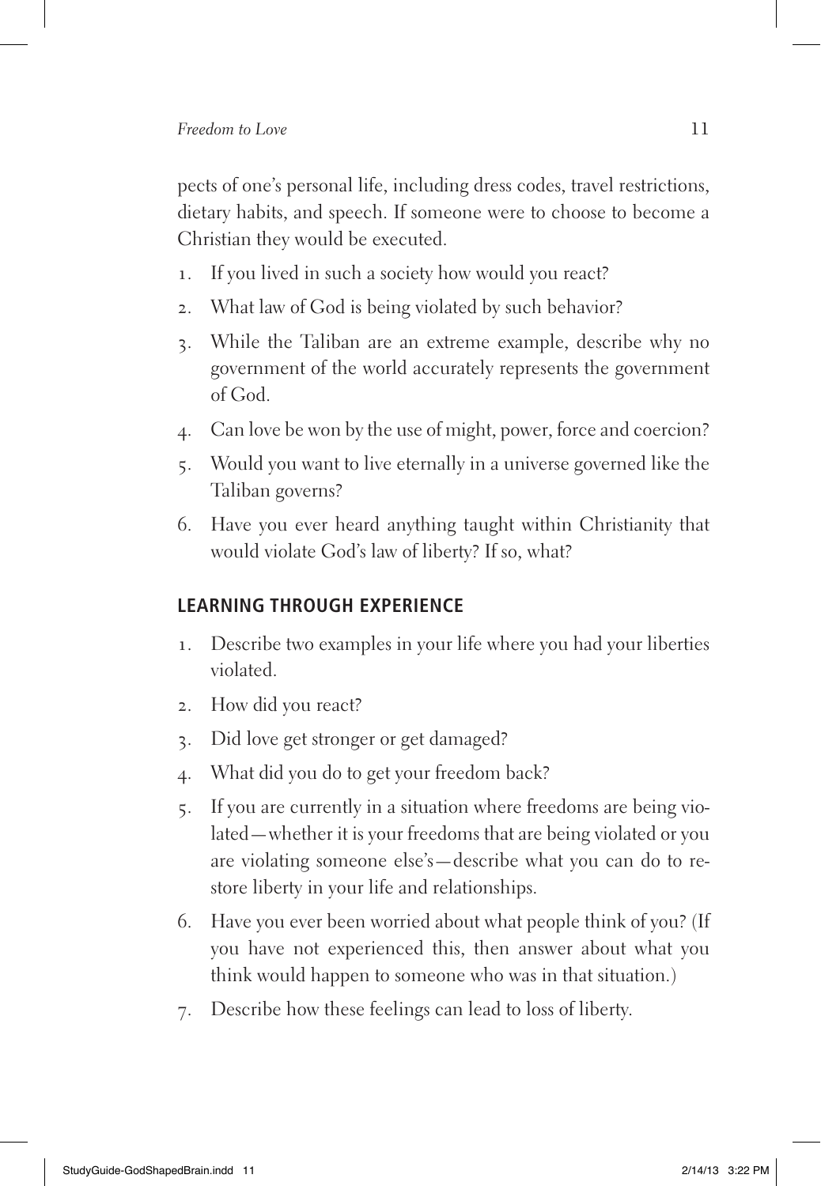pects of one's personal life, including dress codes, travel restrictions, dietary habits, and speech. If someone were to choose to become a Christian they would be executed.

1. If you lived in such a society how would you react?
2. What law of God is being violated by such behavior?
3. While the Taliban are an extreme example, describe why no government of the world accurately represents the government of God.
4. Can love be won by the use of might, power, force and coercion?
5. Would you want to live eternally in a universe governed like the Taliban governs?
6. Have you ever heard anything taught within Christianity that would violate God's law of liberty? If so, what?

## LEARNING THROUGH EXPERIENCE

1. Describe two examples in your life where you had your liberties violated.
2. How did you react?
3. Did love get stronger or get damaged?
4. What did you do to get your freedom back?
5. If you are currently in a situation where freedoms are being violated—whether it is your freedoms that are being violated or you are violating someone else's—describe what you can do to restore liberty in your life and relationships.
6. Have you ever been worried about what people think of you? (If you have not experienced this, then answer about what you think would happen to someone who was in that situation.)
7. Describe how these feelings can lead to loss of liberty.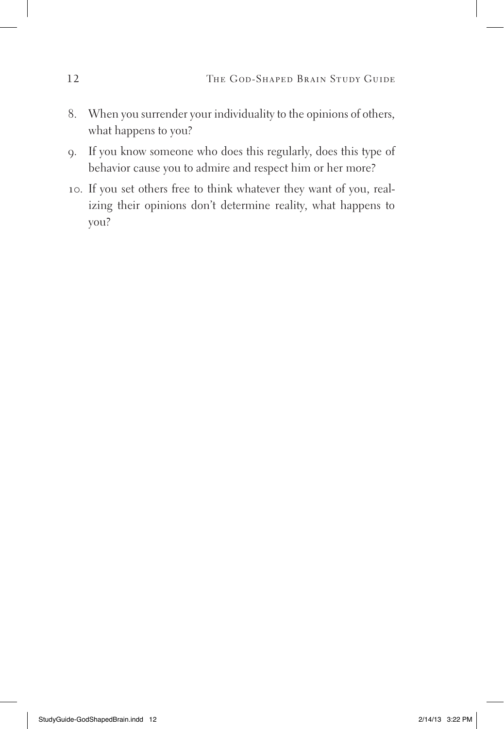8. When you surrender your individuality to the opinions of others, what happens to you?
9. If you know someone who does this regularly, does this type of behavior cause you to admire and respect him or her more?
10. If you set others free to think whatever they want of you, realizing their opinions don't determine reality, what happens to you?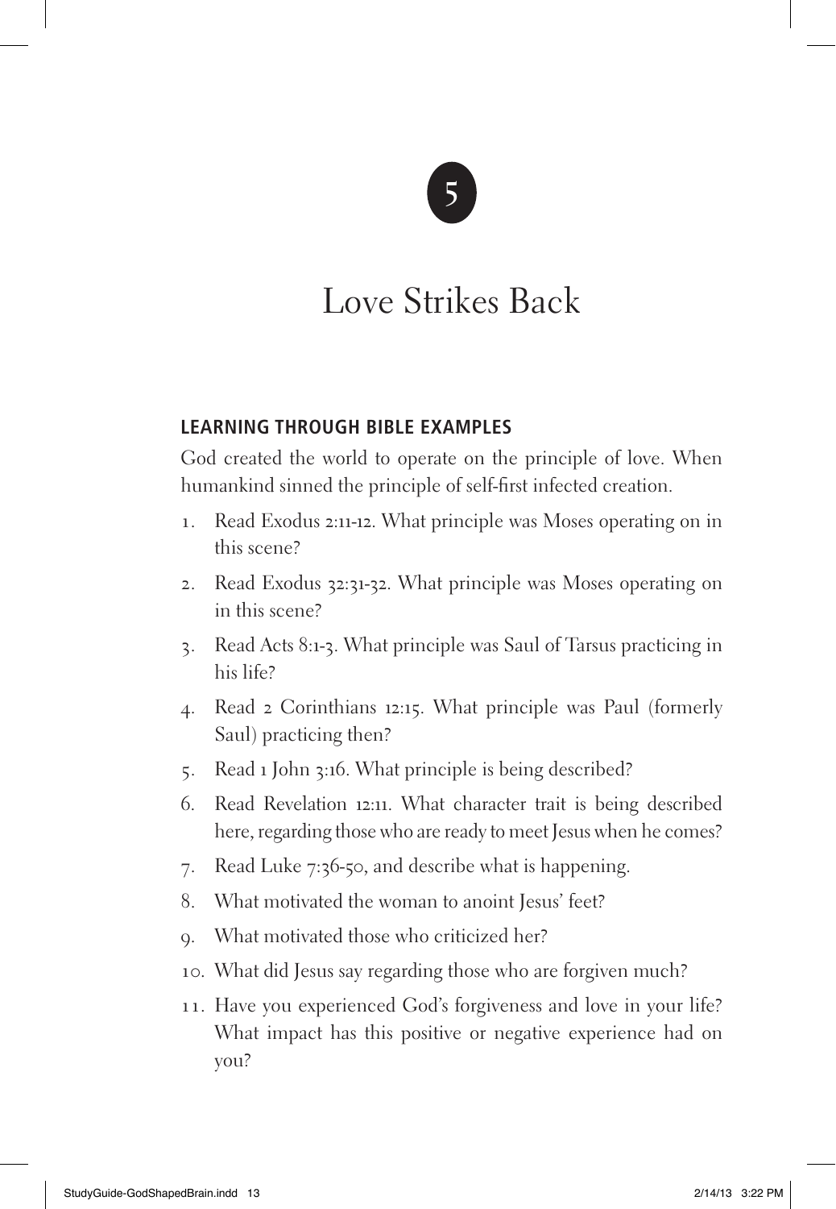5

# Love Strikes Back

## LEARNING THROUGH BIBLE EXAMPLES

God created the world to operate on the principle of love. When humankind sinned the principle of self-first infected creation.

1. Read Exodus 2:11-12. What principle was Moses operating on in this scene?
2. Read Exodus 32:31-32. What principle was Moses operating on in this scene?
3. Read Acts 8:1-3. What principle was Saul of Tarsus practicing in his life?
4. Read 2 Corinthians 12:15. What principle was Paul (formerly Saul) practicing then?
5. Read 1 John 3:16. What principle is being described?
6. Read Revelation 12:11. What character trait is being described here, regarding those who are ready to meet Jesus when he comes?
7. Read Luke 7:36-50, and describe what is happening.
8. What motivated the woman to anoint Jesus' feet?
9. What motivated those who criticized her?
10. What did Jesus say regarding those who are forgiven much?
11. Have you experienced God's forgiveness and love in your life? What impact has this positive or negative experience had on you?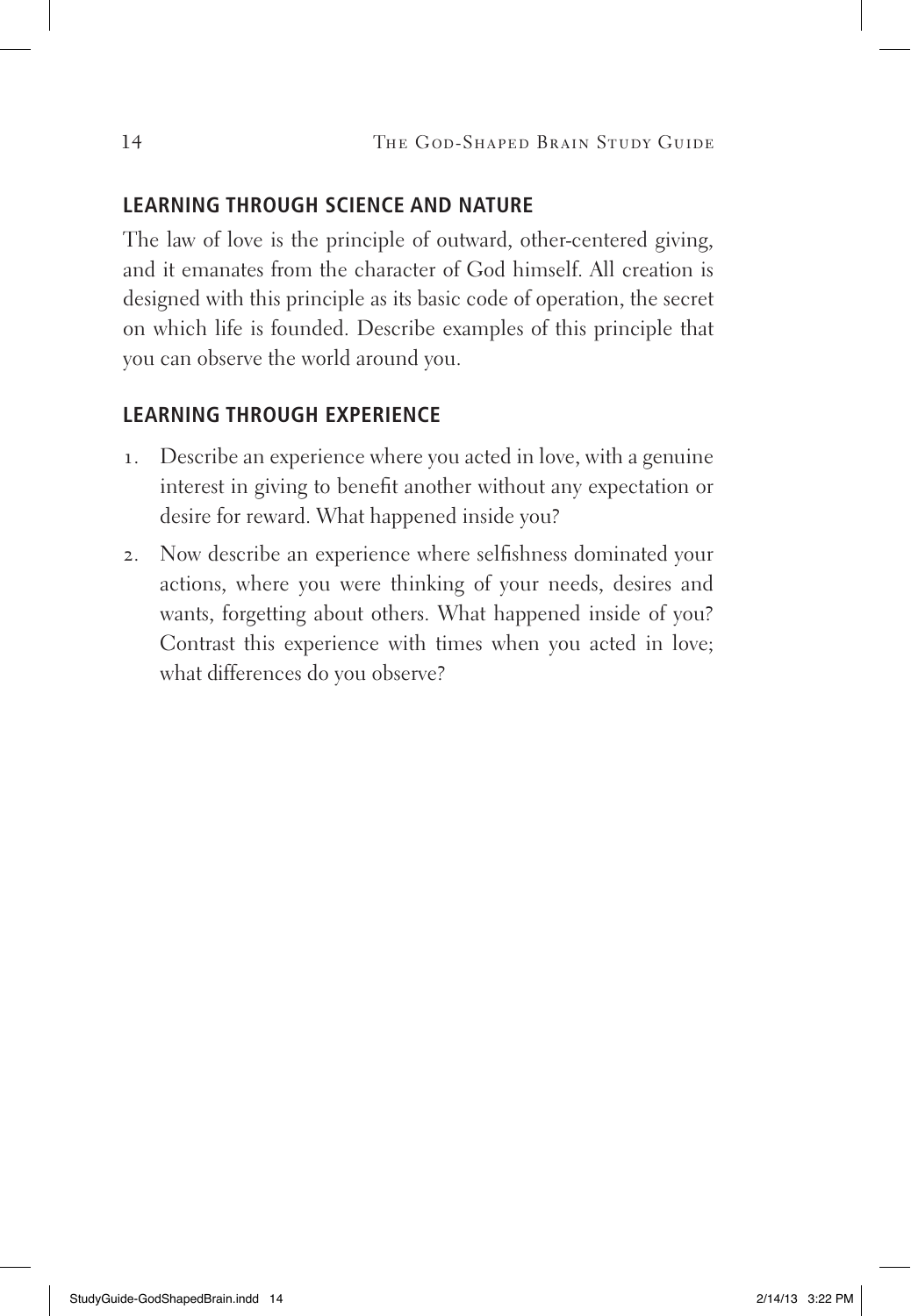## LEARNING THROUGH SCIENCE AND NATURE

The law of love is the principle of outward, other-centered giving, and it emanates from the character of God himself. All creation is designed with this principle as its basic code of operation, the secret on which life is founded. Describe examples of this principle that you can observe the world around you.

## LEARNING THROUGH EXPERIENCE

1. Describe an experience where you acted in love, with a genuine interest in giving to benefit another without any expectation or desire for reward. What happened inside you?
2. Now describe an experience where selfishness dominated your actions, where you were thinking of your needs, desires and wants, forgetting about others. What happened inside of you? Contrast this experience with times when you acted in love; what differences do you observe?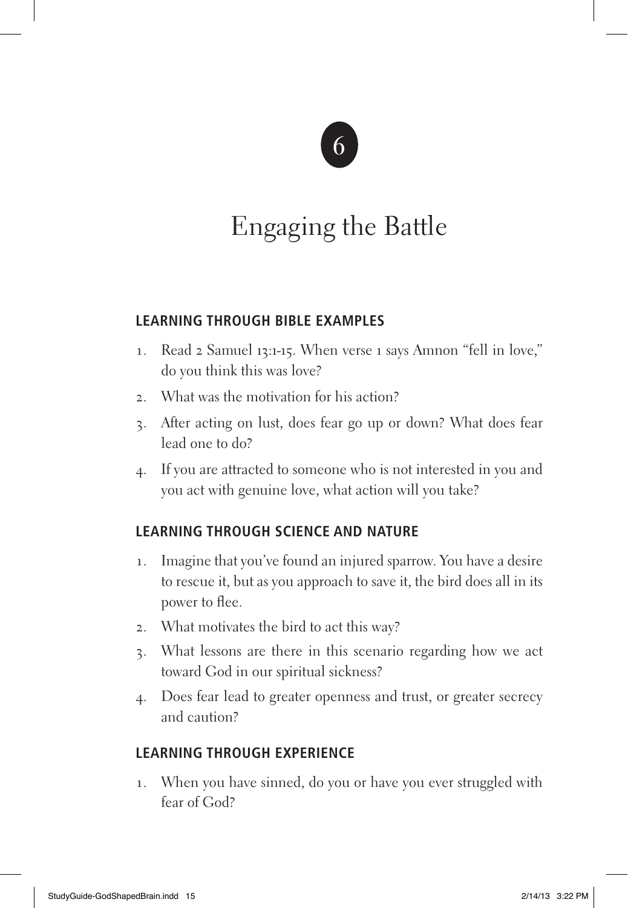6

# Engaging the Battle

## LEARNING THROUGH BIBLE EXAMPLES

1. Read 2 Samuel 13:1-15. When verse 1 says Amnon "fell in love," do you think this was love?
2. What was the motivation for his action?
3. After acting on lust, does fear go up or down? What does fear lead one to do?
4. If you are attracted to someone who is not interested in you and you act with genuine love, what action will you take?

## LEARNING THROUGH SCIENCE AND NATURE

1. Imagine that you've found an injured sparrow. You have a desire to rescue it, but as you approach to save it, the bird does all in its power to flee.
2. What motivates the bird to act this way?
3. What lessons are there in this scenario regarding how we act toward God in our spiritual sickness?
4. Does fear lead to greater openness and trust, or greater secrecy and caution?

## LEARNING THROUGH EXPERIENCE

1. When you have sinned, do you or have you ever struggled with fear of God?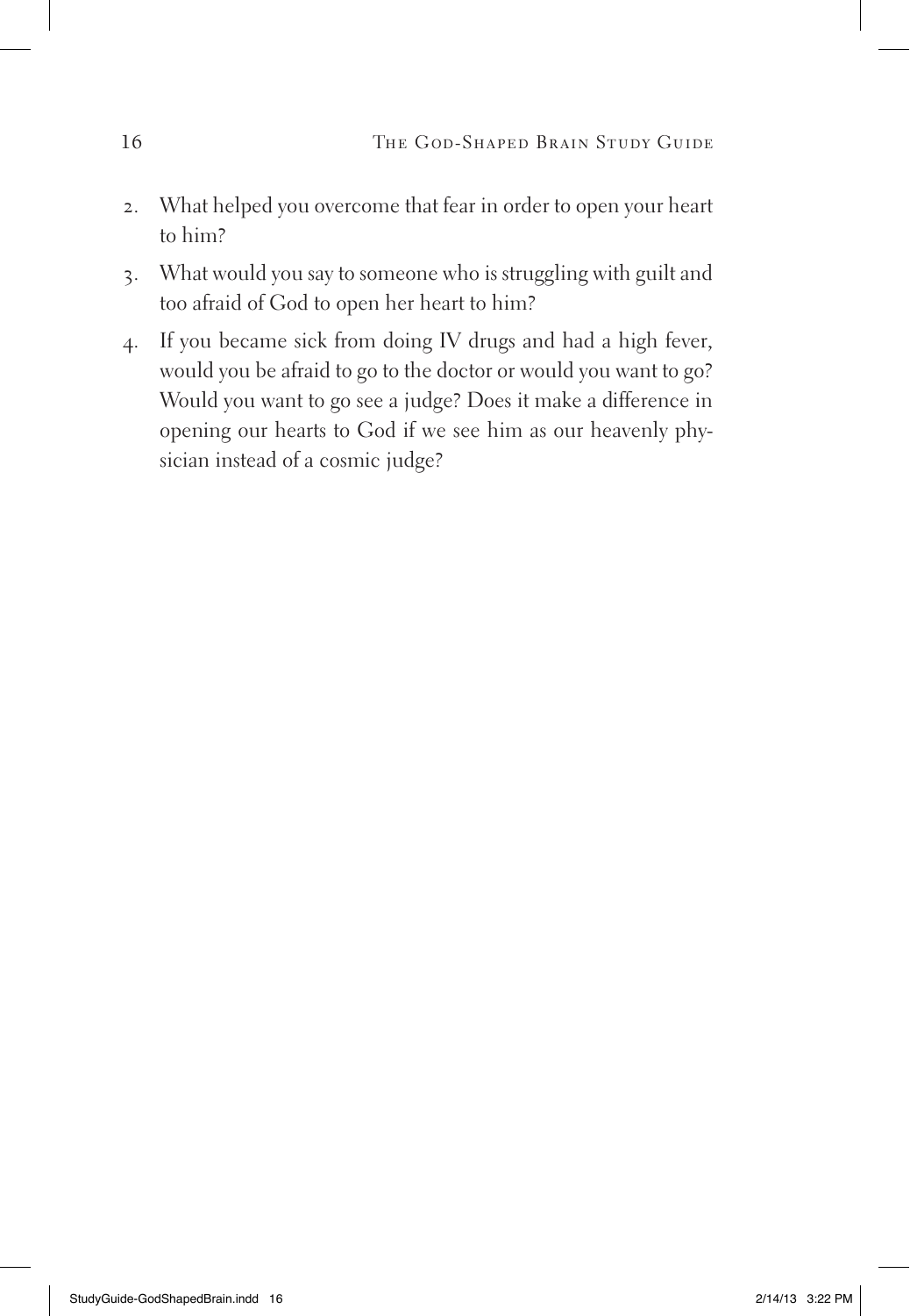2. What helped you overcome that fear in order to open your heart to him?
3. What would you say to someone who is struggling with guilt and too afraid of God to open her heart to him?
4. If you became sick from doing IV drugs and had a high fever, would you be afraid to go to the doctor or would you want to go? Would you want to go see a judge? Does it make a difference in opening our hearts to God if we see him as our heavenly physician instead of a cosmic judge?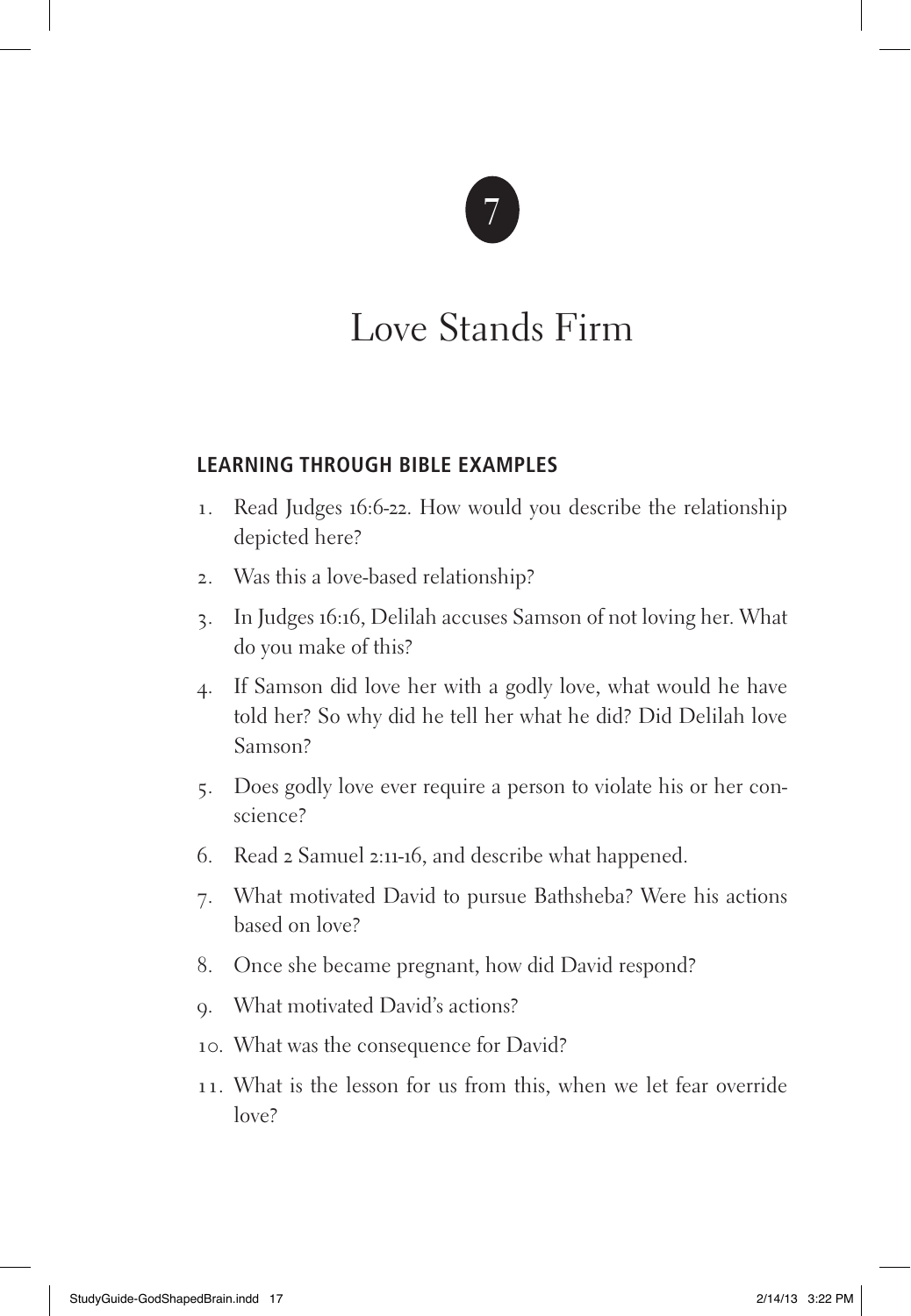7

# Love Stands Firm

## LEARNING THROUGH BIBLE EXAMPLES

1. Read Judges 16:6-22. How would you describe the relationship depicted here?
2. Was this a love-based relationship?
3. In Judges 16:16, Delilah accuses Samson of not loving her. What do you make of this?
4. If Samson did love her with a godly love, what would he have told her? So why did he tell her what he did? Did Delilah love Samson?
5. Does godly love ever require a person to violate his or her conscience?
6. Read 2 Samuel 2:11-16, and describe what happened.
7. What motivated David to pursue Bathsheba? Were his actions based on love?
8. Once she became pregnant, how did David respond?
9. What motivated David's actions?
10. What was the consequence for David?
11. What is the lesson for us from this, when we let fear override love?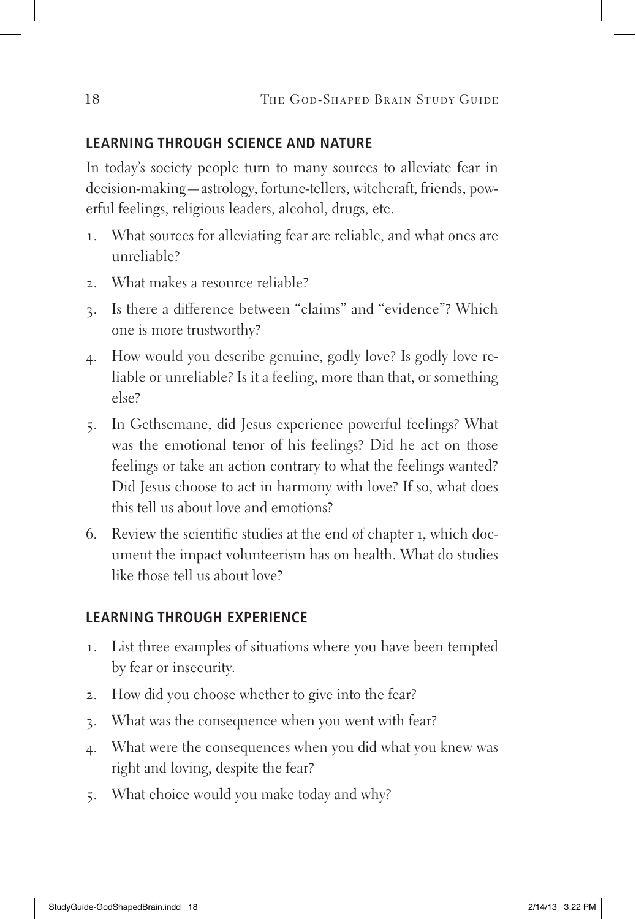## LEARNING THROUGH SCIENCE AND NATURE

In today's society people turn to many sources to alleviate fear in decision-making—astrology, fortune-tellers, witchcraft, friends, powerful feelings, religious leaders, alcohol, drugs, etc.

1. What sources for alleviating fear are reliable, and what ones are unreliable?
2. What makes a resource reliable?
3. Is there a difference between "claims" and "evidence"? Which one is more trustworthy?
4. How would you describe genuine, godly love? Is godly love reliable or unreliable? Is it a feeling, more than that, or something else?
5. In Gethsemane, did Jesus experience powerful feelings? What was the emotional tenor of his feelings? Did he act on those feelings or take an action contrary to what the feelings wanted? Did Jesus choose to act in harmony with love? If so, what does this tell us about love and emotions?
6. Review the scientific studies at the end of chapter 1, which document the impact volunteerism has on health. What do studies like those tell us about love?

## LEARNING THROUGH EXPERIENCE

1. List three examples of situations where you have been tempted by fear or insecurity.
2. How did you choose whether to give into the fear?
3. What was the consequence when you went with fear?
4. What were the consequences when you did what you knew was right and loving, despite the fear?
5. What choice would you make today and why?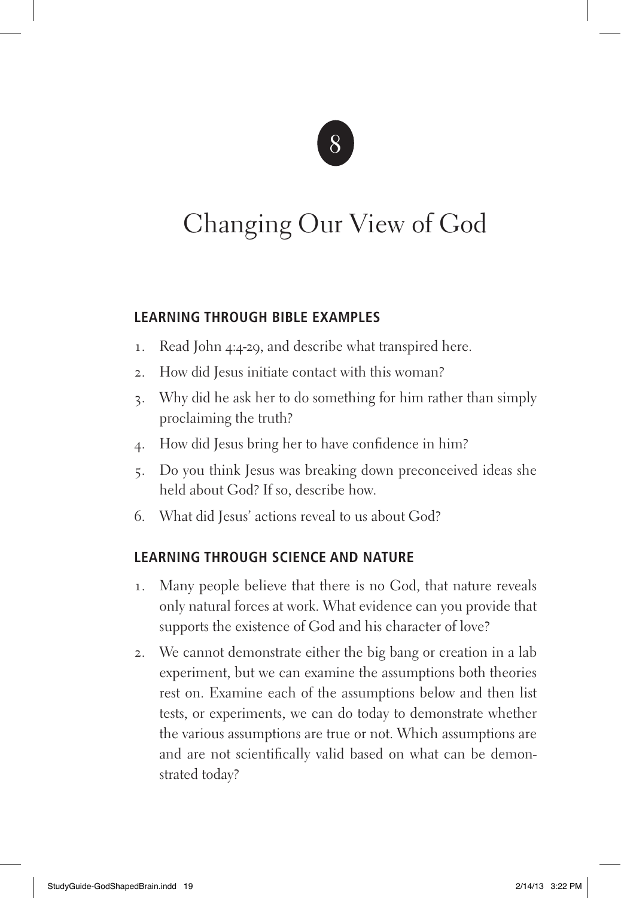# 8

# Changing Our View of God

## LEARNING THROUGH BIBLE EXAMPLES

1. Read John 4:4-29, and describe what transpired here.
2. How did Jesus initiate contact with this woman?
3. Why did he ask her to do something for him rather than simply proclaiming the truth?
4. How did Jesus bring her to have confidence in him?
5. Do you think Jesus was breaking down preconceived ideas she held about God? If so, describe how.
6. What did Jesus' actions reveal to us about God?

## LEARNING THROUGH SCIENCE AND NATURE

1. Many people believe that there is no God, that nature reveals only natural forces at work. What evidence can you provide that supports the existence of God and his character of love?
2. We cannot demonstrate either the big bang or creation in a lab experiment, but we can examine the assumptions both theories rest on. Examine each of the assumptions below and then list tests, or experiments, we can do today to demonstrate whether the various assumptions are true or not. Which assumptions are and are not scientifically valid based on what can be demonstrated today?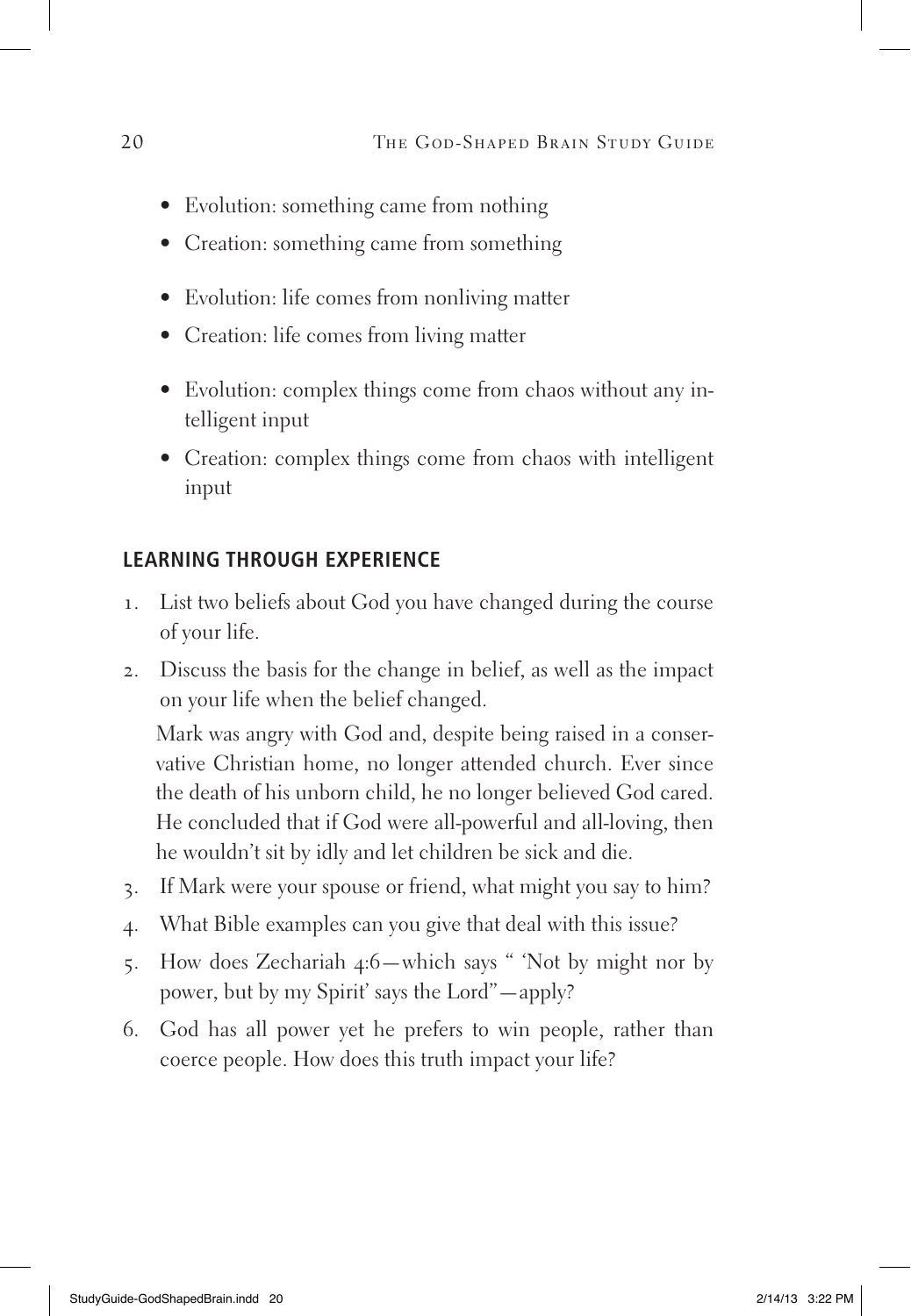- Evolution: something came from nothing
- Creation: something came from something

- Evolution: life comes from nonliving matter
- Creation: life comes from living matter

- Evolution: complex things come from chaos without any intelligent input
- Creation: complex things come from chaos with intelligent input

## LEARNING THROUGH EXPERIENCE

1. List two beliefs about God you have changed during the course of your life.
2. Discuss the basis for the change in belief, as well as the impact on your life when the belief changed.

   Mark was angry with God and, despite being raised in a conservative Christian home, no longer attended church. Ever since the death of his unborn child, he no longer believed God cared. He concluded that if God were all-powerful and all-loving, then he wouldn't sit by idly and let children be sick and die.

3. If Mark were your spouse or friend, what might you say to him?
4. What Bible examples can you give that deal with this issue?
5. How does Zechariah 4:6—which says " 'Not by might nor by power, but by my Spirit' says the Lord"—apply?
6. God has all power yet he prefers to win people, rather than coerce people. How does this truth impact your life?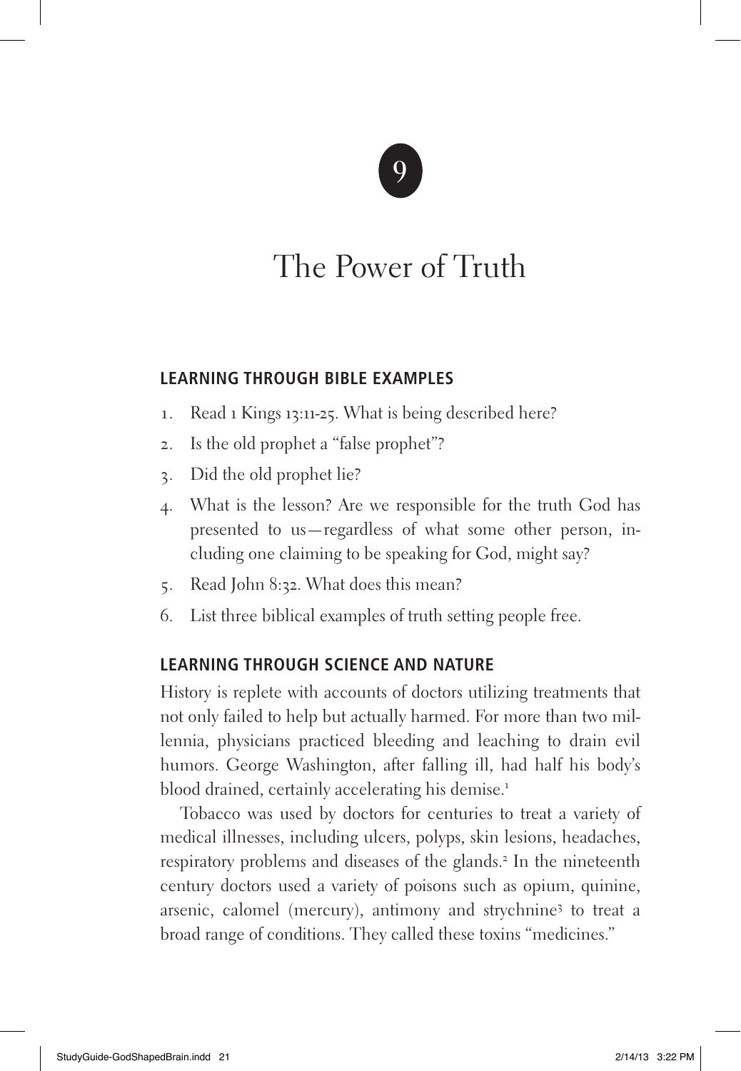# 9

# The Power of Truth

## LEARNING THROUGH BIBLE EXAMPLES

1. Read 1 Kings 13:11-25. What is being described here?
2. Is the old prophet a "false prophet"?
3. Did the old prophet lie?
4. What is the lesson? Are we responsible for the truth God has presented to us—regardless of what some other person, including one claiming to be speaking for God, might say?
5. Read John 8:32. What does this mean?
6. List three biblical examples of truth setting people free.

## LEARNING THROUGH SCIENCE AND NATURE

History is replete with accounts of doctors utilizing treatments that not only failed to help but actually harmed. For more than two millennia, physicians practiced bleeding and leaching to drain evil humors. George Washington, after falling ill, had half his body's blood drained, certainly accelerating his demise.[1]

Tobacco was used by doctors for centuries to treat a variety of medical illnesses, including ulcers, polyps, skin lesions, headaches, respiratory problems and diseases of the glands.[2] In the nineteenth century doctors used a variety of poisons such as opium, quinine, arsenic, calomel (mercury), antimony and strychnine[3] to treat a broad range of conditions. They called these toxins "medicines."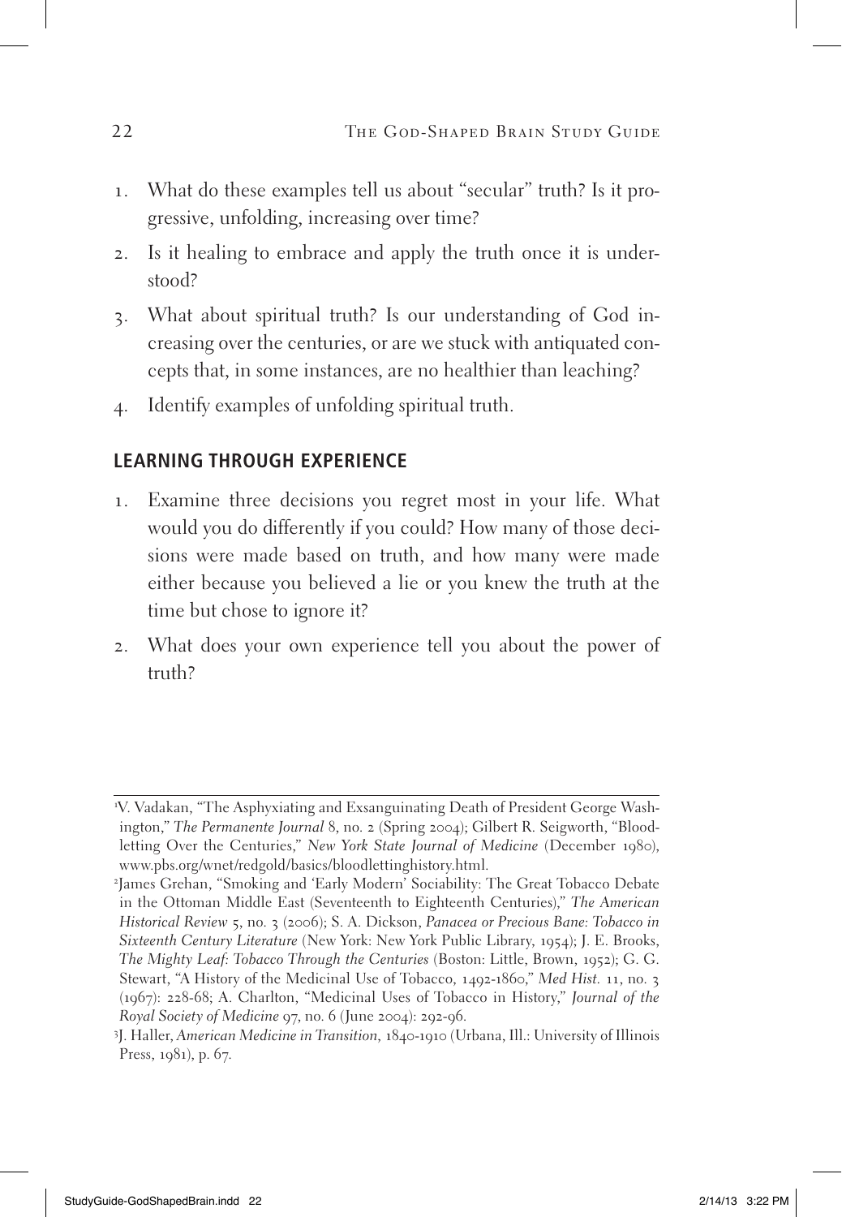1. What do these examples tell us about "secular" truth? Is it progressive, unfolding, increasing over time?
2. Is it healing to embrace and apply the truth once it is understood?
3. What about spiritual truth? Is our understanding of God increasing over the centuries, or are we stuck with antiquated concepts that, in some instances, are no healthier than leaching?
4. Identify examples of unfolding spiritual truth.

## LEARNING THROUGH EXPERIENCE

1. Examine three decisions you regret most in your life. What would you do differently if you could? How many of those decisions were made based on truth, and how many were made either because you believed a lie or you knew the truth at the time but chose to ignore it?
2. What does your own experience tell you about the power of truth?

---

[1]V. Vadakan, "The Asphyxiating and Exsanguinating Death of President George Washington," *The Permanente Journal* 8, no. 2 (Spring 2004); Gilbert R. Seigworth, "Bloodletting Over the Centuries," *New York State Journal of Medicine* (December 1980), www.pbs.org/wnet/redgold/basics/bloodlettinghistory.html.

[2]James Grehan, "Smoking and 'Early Modern' Sociability: The Great Tobacco Debate in the Ottoman Middle East (Seventeenth to Eighteenth Centuries)," *The American Historical Review* 5, no. 3 (2006); S. A. Dickson, *Panacea or Precious Bane: Tobacco in Sixteenth Century Literature* (New York: New York Public Library, 1954); J. E. Brooks, *The Mighty Leaf: Tobacco Through the Centuries* (Boston: Little, Brown, 1952); G. G. Stewart, "A History of the Medicinal Use of Tobacco, 1492-1860," *Med Hist.* 11, no. 3 (1967): 228-68; A. Charlton, "Medicinal Uses of Tobacco in History," *Journal of the Royal Society of Medicine* 97, no. 6 (June 2004): 292-96.

[3]J. Haller, *American Medicine in Transition, 1840-1910* (Urbana, Ill.: University of Illinois Press, 1981), p. 67.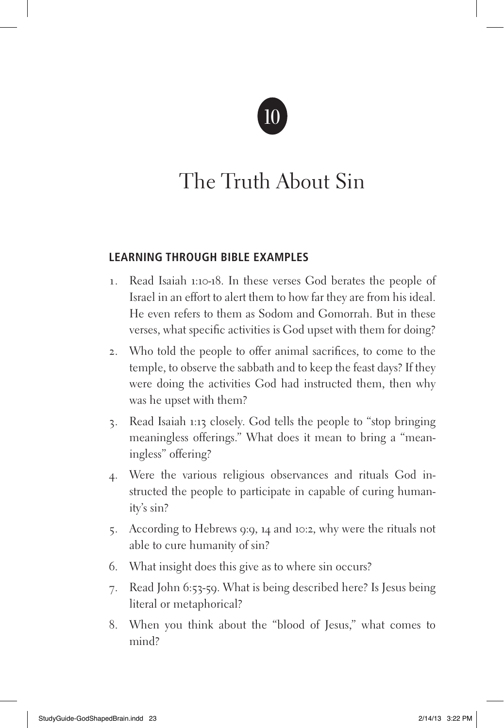# 10

# The Truth About Sin

## LEARNING THROUGH BIBLE EXAMPLES

1. Read Isaiah 1:10-18. In these verses God berates the people of Israel in an effort to alert them to how far they are from his ideal. He even refers to them as Sodom and Gomorrah. But in these verses, what specific activities is God upset with them for doing?
2. Who told the people to offer animal sacrifices, to come to the temple, to observe the sabbath and to keep the feast days? If they were doing the activities God had instructed them, then why was he upset with them?
3. Read Isaiah 1:13 closely. God tells the people to "stop bringing meaningless offerings." What does it mean to bring a "meaningless" offering?
4. Were the various religious observances and rituals God instructed the people to participate in capable of curing humanity's sin?
5. According to Hebrews 9:9, 14 and 10:2, why were the rituals not able to cure humanity of sin?
6. What insight does this give as to where sin occurs?
7. Read John 6:53-59. What is being described here? Is Jesus being literal or metaphorical?
8. When you think about the "blood of Jesus," what comes to mind?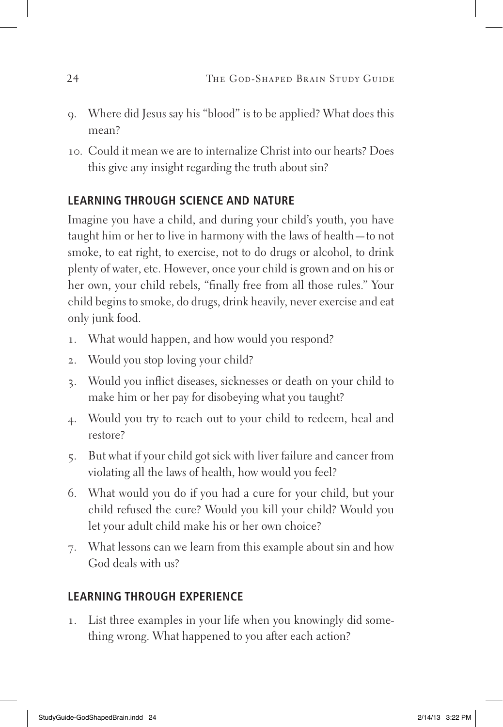9. Where did Jesus say his "blood" is to be applied? What does this mean?
10. Could it mean we are to internalize Christ into our hearts? Does this give any insight regarding the truth about sin?

## LEARNING THROUGH SCIENCE AND NATURE

Imagine you have a child, and during your child's youth, you have taught him or her to live in harmony with the laws of health—to not smoke, to eat right, to exercise, not to do drugs or alcohol, to drink plenty of water, etc. However, once your child is grown and on his or her own, your child rebels, "finally free from all those rules." Your child begins to smoke, do drugs, drink heavily, never exercise and eat only junk food.

1. What would happen, and how would you respond?
2. Would you stop loving your child?
3. Would you inflict diseases, sicknesses or death on your child to make him or her pay for disobeying what you taught?
4. Would you try to reach out to your child to redeem, heal and restore?
5. But what if your child got sick with liver failure and cancer from violating all the laws of health, how would you feel?
6. What would you do if you had a cure for your child, but your child refused the cure? Would you kill your child? Would you let your adult child make his or her own choice?
7. What lessons can we learn from this example about sin and how God deals with us?

## LEARNING THROUGH EXPERIENCE

1. List three examples in your life when you knowingly did something wrong. What happened to you after each action?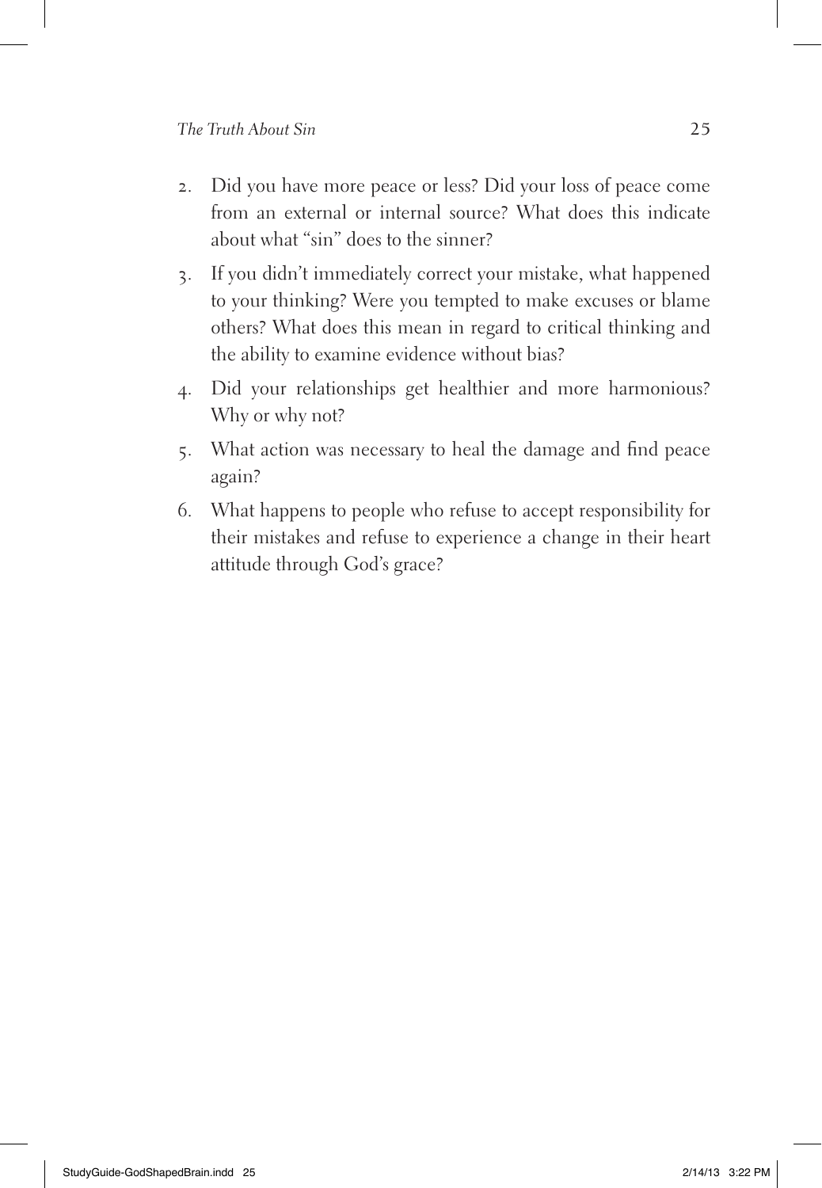2. Did you have more peace or less? Did your loss of peace come from an external or internal source? What does this indicate about what "sin" does to the sinner?
3. If you didn't immediately correct your mistake, what happened to your thinking? Were you tempted to make excuses or blame others? What does this mean in regard to critical thinking and the ability to examine evidence without bias?
4. Did your relationships get healthier and more harmonious? Why or why not?
5. What action was necessary to heal the damage and find peace again?
6. What happens to people who refuse to accept responsibility for their mistakes and refuse to experience a change in their heart attitude through God's grace?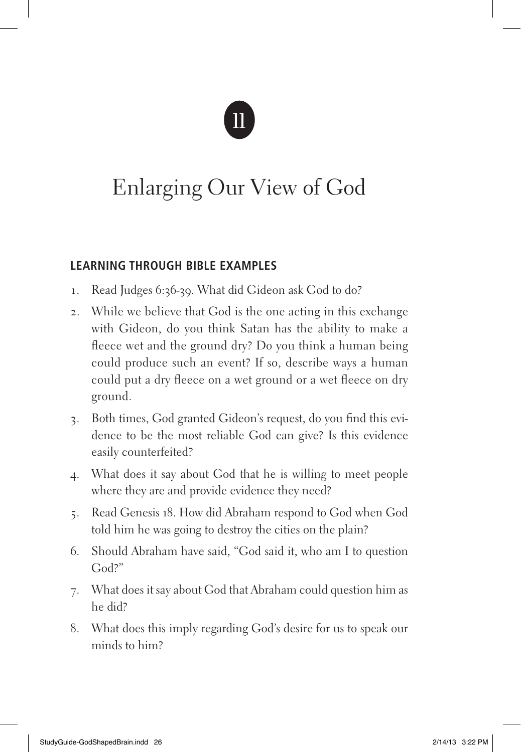11

# Enlarging Our View of God

## LEARNING THROUGH BIBLE EXAMPLES

1. Read Judges 6:36-39. What did Gideon ask God to do?
2. While we believe that God is the one acting in this exchange with Gideon, do you think Satan has the ability to make a fleece wet and the ground dry? Do you think a human being could produce such an event? If so, describe ways a human could put a dry fleece on a wet ground or a wet fleece on dry ground.
3. Both times, God granted Gideon's request, do you find this evidence to be the most reliable God can give? Is this evidence easily counterfeited?
4. What does it say about God that he is willing to meet people where they are and provide evidence they need?
5. Read Genesis 18. How did Abraham respond to God when God told him he was going to destroy the cities on the plain?
6. Should Abraham have said, "God said it, who am I to question God?"
7. What does it say about God that Abraham could question him as he did?
8. What does this imply regarding God's desire for us to speak our minds to him?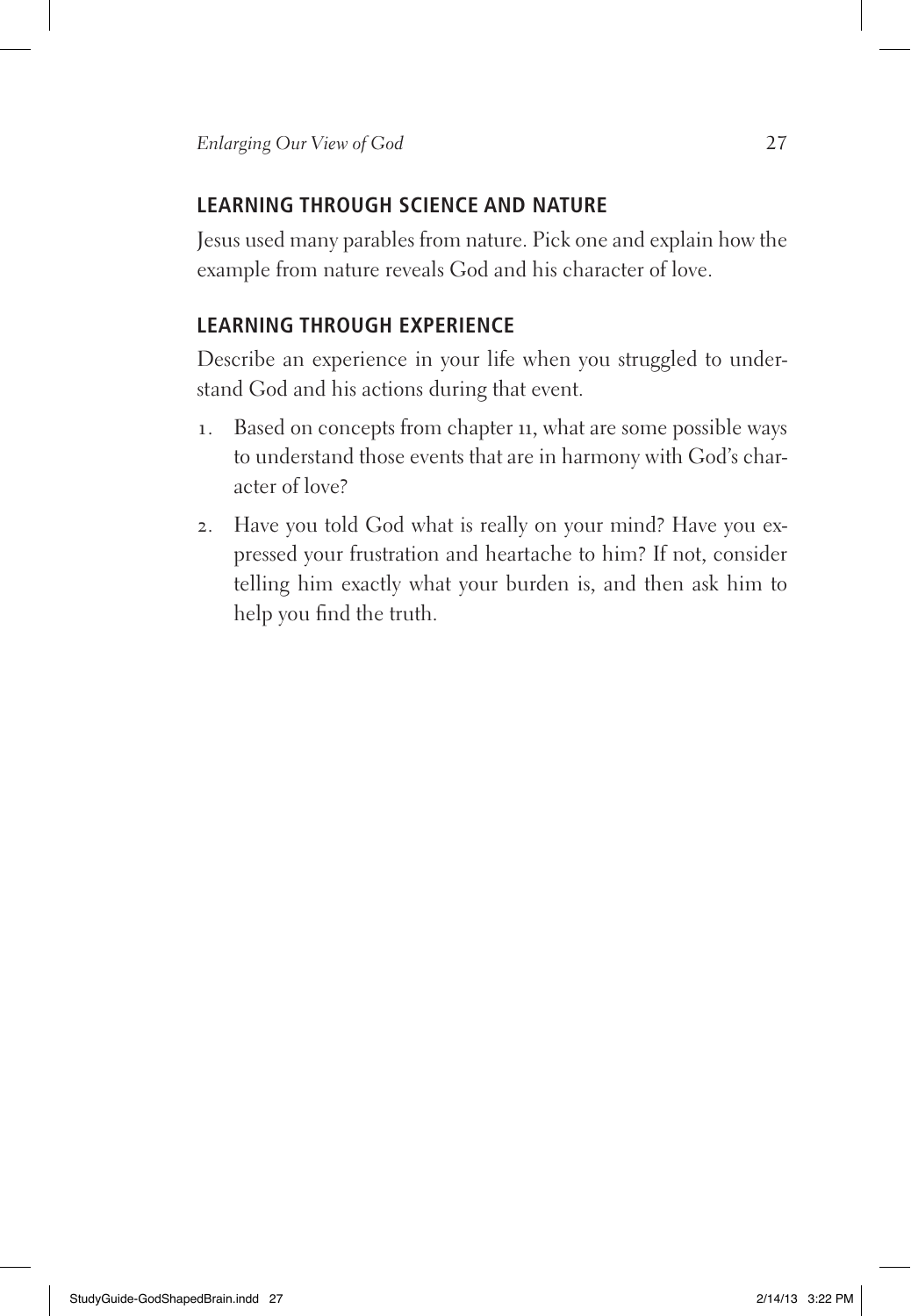## LEARNING THROUGH SCIENCE AND NATURE

Jesus used many parables from nature. Pick one and explain how the example from nature reveals God and his character of love.

## LEARNING THROUGH EXPERIENCE

Describe an experience in your life when you struggled to understand God and his actions during that event.

1. Based on concepts from chapter 11, what are some possible ways to understand those events that are in harmony with God's character of love?
2. Have you told God what is really on your mind? Have you expressed your frustration and heartache to him? If not, consider telling him exactly what your burden is, and then ask him to help you find the truth.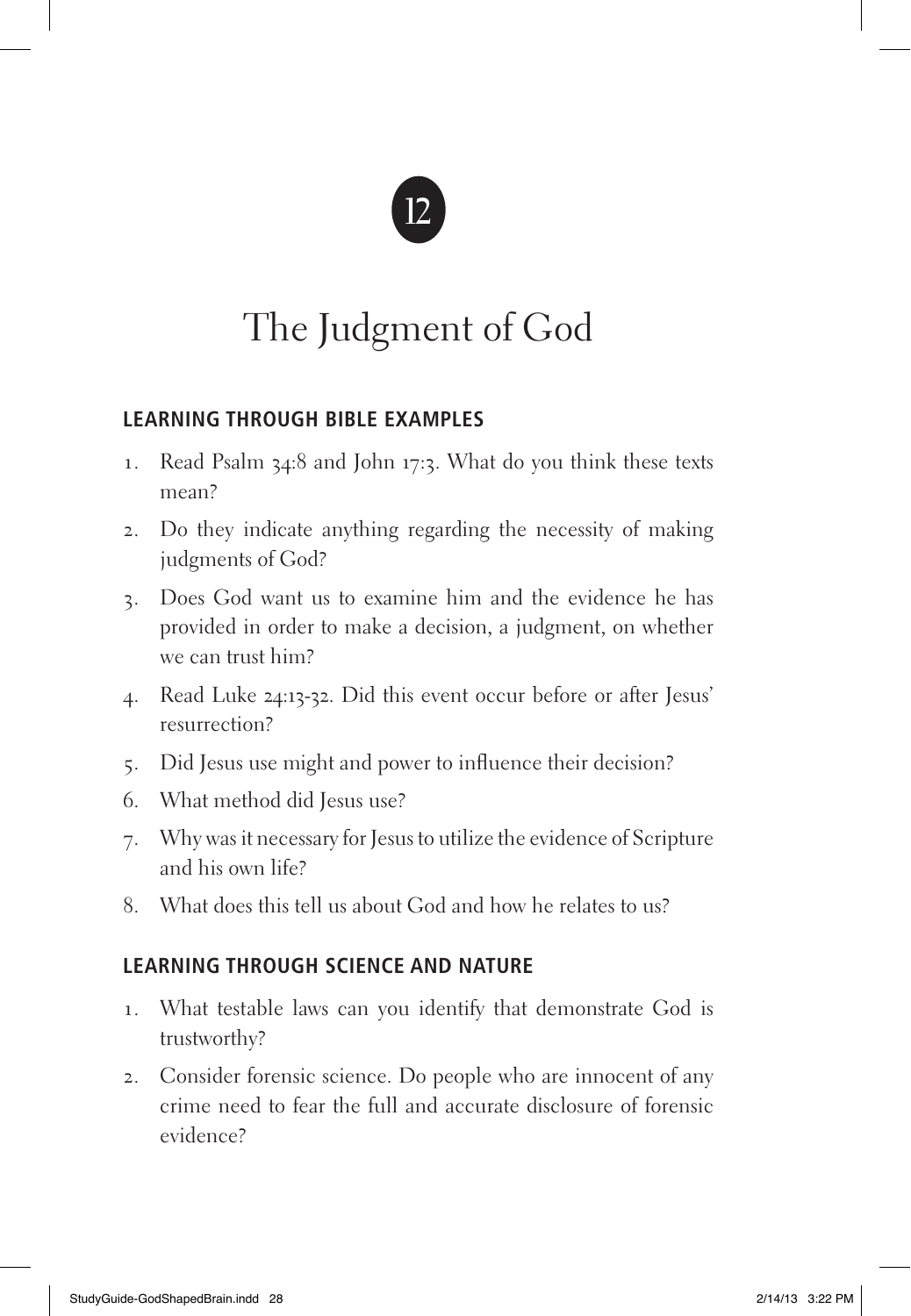12

# The Judgment of God

## LEARNING THROUGH BIBLE EXAMPLES

1. Read Psalm 34:8 and John 17:3. What do you think these texts mean?
2. Do they indicate anything regarding the necessity of making judgments of God?
3. Does God want us to examine him and the evidence he has provided in order to make a decision, a judgment, on whether we can trust him?
4. Read Luke 24:13-32. Did this event occur before or after Jesus' resurrection?
5. Did Jesus use might and power to influence their decision?
6. What method did Jesus use?
7. Why was it necessary for Jesus to utilize the evidence of Scripture and his own life?
8. What does this tell us about God and how he relates to us?

## LEARNING THROUGH SCIENCE AND NATURE

1. What testable laws can you identify that demonstrate God is trustworthy?
2. Consider forensic science. Do people who are innocent of any crime need to fear the full and accurate disclosure of forensic evidence?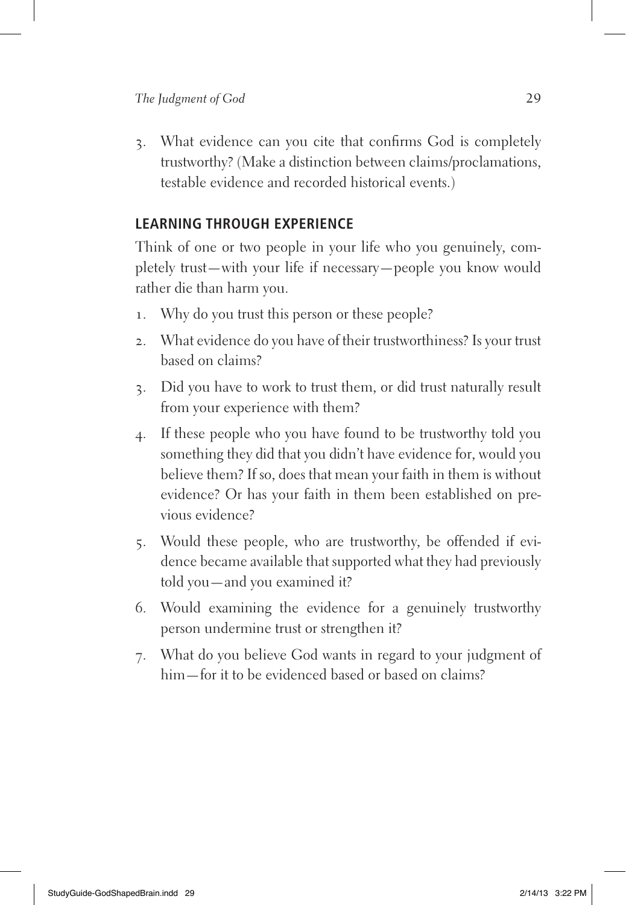3. What evidence can you cite that confirms God is completely trustworthy? (Make a distinction between claims/proclamations, testable evidence and recorded historical events.)

## LEARNING THROUGH EXPERIENCE

Think of one or two people in your life who you genuinely, completely trust—with your life if necessary—people you know would rather die than harm you.

1. Why do you trust this person or these people?
2. What evidence do you have of their trustworthiness? Is your trust based on claims?
3. Did you have to work to trust them, or did trust naturally result from your experience with them?
4. If these people who you have found to be trustworthy told you something they did that you didn't have evidence for, would you believe them? If so, does that mean your faith in them is without evidence? Or has your faith in them been established on previous evidence?
5. Would these people, who are trustworthy, be offended if evidence became available that supported what they had previously told you—and you examined it?
6. Would examining the evidence for a genuinely trustworthy person undermine trust or strengthen it?
7. What do you believe God wants in regard to your judgment of him—for it to be evidenced based or based on claims?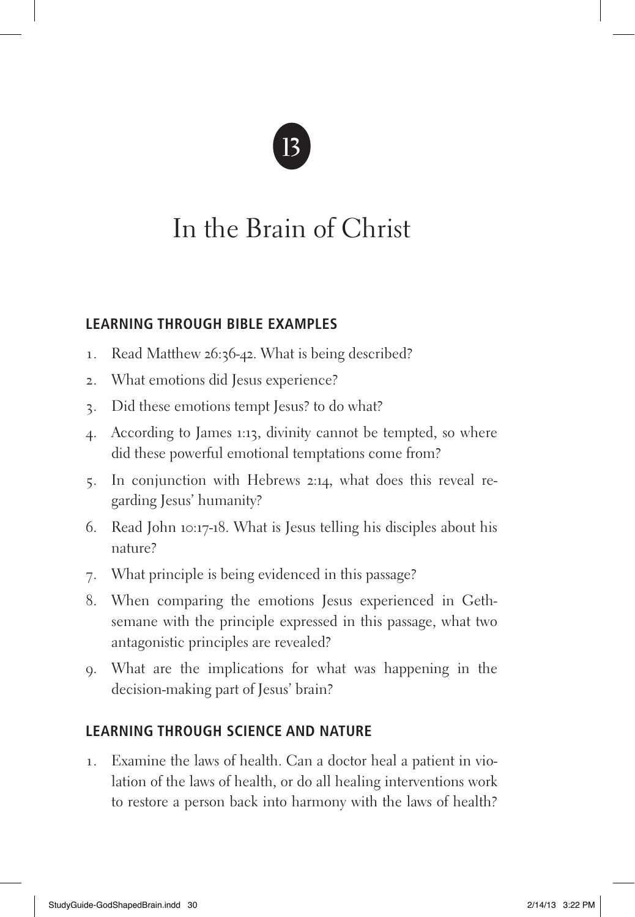# 13

## In the Brain of Christ

### LEARNING THROUGH BIBLE EXAMPLES

1. Read Matthew 26:36-42. What is being described?
2. What emotions did Jesus experience?
3. Did these emotions tempt Jesus? to do what?
4. According to James 1:13, divinity cannot be tempted, so where did these powerful emotional temptations come from?
5. In conjunction with Hebrews 2:14, what does this reveal regarding Jesus' humanity?
6. Read John 10:17-18. What is Jesus telling his disciples about his nature?
7. What principle is being evidenced in this passage?
8. When comparing the emotions Jesus experienced in Gethsemane with the principle expressed in this passage, what two antagonistic principles are revealed?
9. What are the implications for what was happening in the decision-making part of Jesus' brain?

### LEARNING THROUGH SCIENCE AND NATURE

1. Examine the laws of health. Can a doctor heal a patient in violation of the laws of health, or do all healing interventions work to restore a person back into harmony with the laws of health?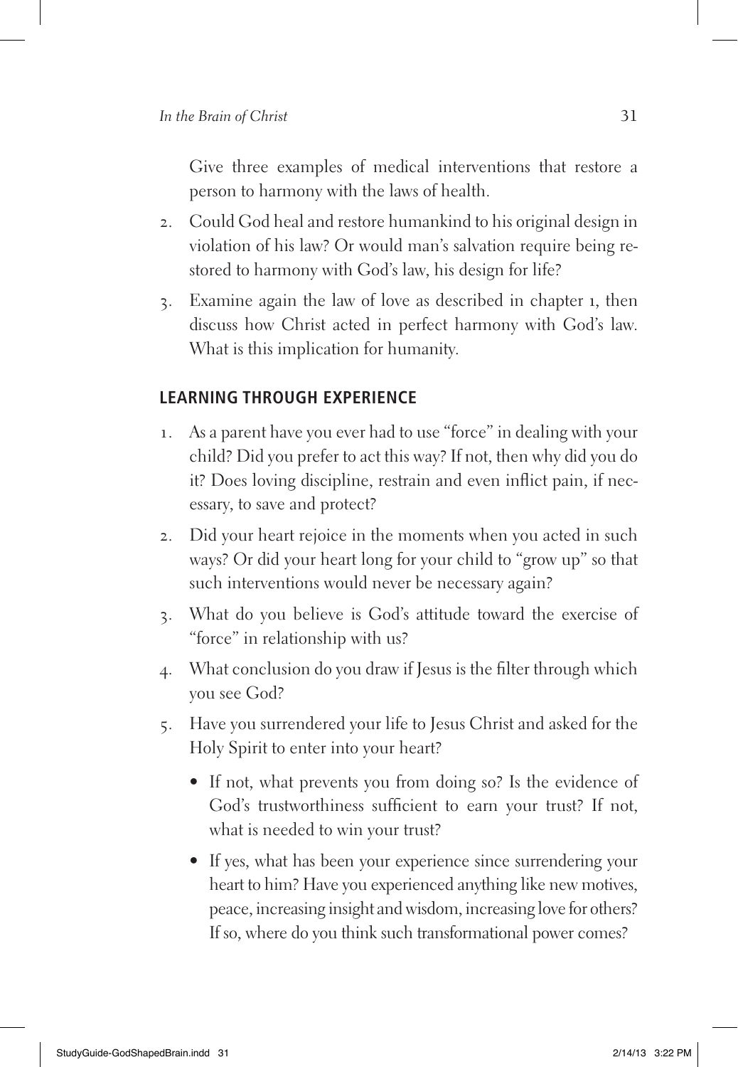Give three examples of medical interventions that restore a person to harmony with the laws of health.

2. Could God heal and restore humankind to his original design in violation of his law? Or would man's salvation require being restored to harmony with God's law, his design for life?
3. Examine again the law of love as described in chapter 1, then discuss how Christ acted in perfect harmony with God's law. What is this implication for humanity.

## LEARNING THROUGH EXPERIENCE

1. As a parent have you ever had to use "force" in dealing with your child? Did you prefer to act this way? If not, then why did you do it? Does loving discipline, restrain and even inflict pain, if necessary, to save and protect?
2. Did your heart rejoice in the moments when you acted in such ways? Or did your heart long for your child to "grow up" so that such interventions would never be necessary again?
3. What do you believe is God's attitude toward the exercise of "force" in relationship with us?
4. What conclusion do you draw if Jesus is the filter through which you see God?
5. Have you surrendered your life to Jesus Christ and asked for the Holy Spirit to enter into your heart?
   - If not, what prevents you from doing so? Is the evidence of God's trustworthiness sufficient to earn your trust? If not, what is needed to win your trust?
   - If yes, what has been your experience since surrendering your heart to him? Have you experienced anything like new motives, peace, increasing insight and wisdom, increasing love for others? If so, where do you think such transformational power comes?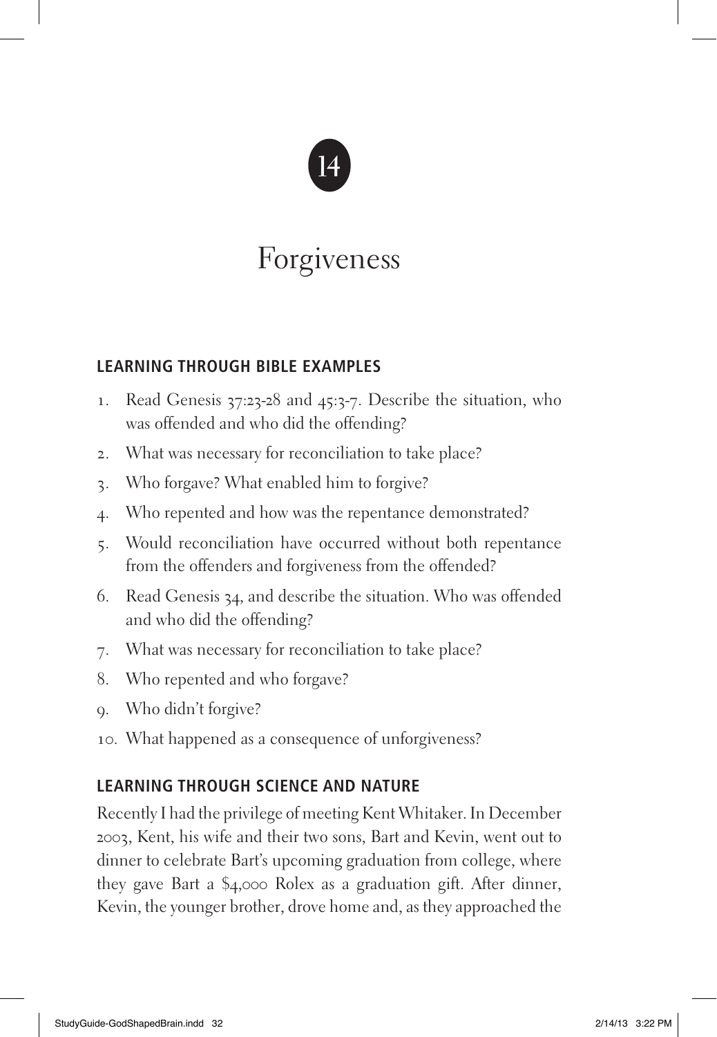# 14

# Forgiveness

## LEARNING THROUGH BIBLE EXAMPLES

1. Read Genesis 37:23-28 and 45:3-7. Describe the situation, who was offended and who did the offending?
2. What was necessary for reconciliation to take place?
3. Who forgave? What enabled him to forgive?
4. Who repented and how was the repentance demonstrated?
5. Would reconciliation have occurred without both repentance from the offenders and forgiveness from the offended?
6. Read Genesis 34, and describe the situation. Who was offended and who did the offending?
7. What was necessary for reconciliation to take place?
8. Who repented and who forgave?
9. Who didn't forgive?
10. What happened as a consequence of unforgiveness?

## LEARNING THROUGH SCIENCE AND NATURE

Recently I had the privilege of meeting Kent Whitaker. In December 2003, Kent, his wife and their two sons, Bart and Kevin, went out to dinner to celebrate Bart's upcoming graduation from college, where they gave Bart a $4,000 Rolex as a graduation gift. After dinner, Kevin, the younger brother, drove home and, as they approached the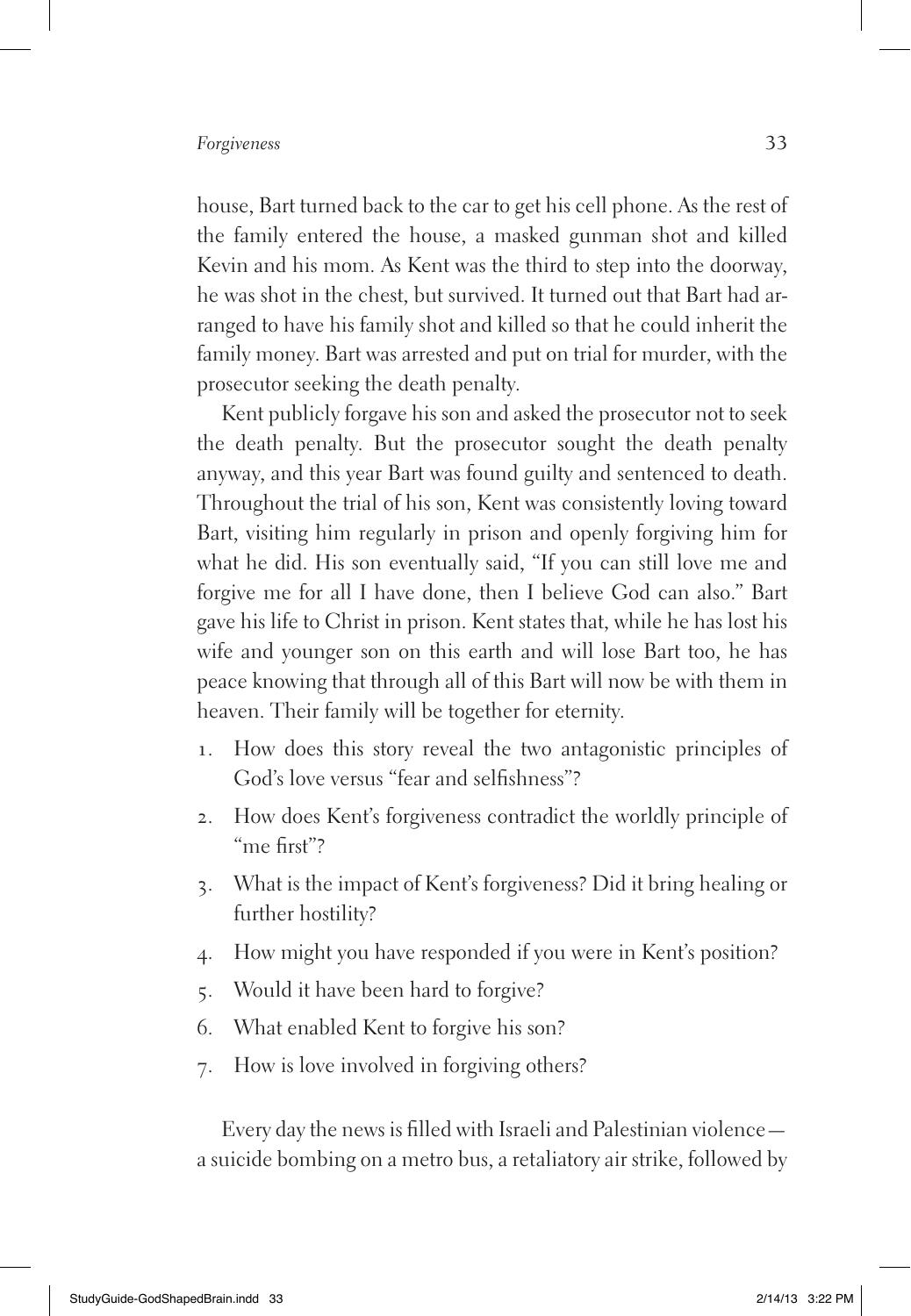house, Bart turned back to the car to get his cell phone. As the rest of the family entered the house, a masked gunman shot and killed Kevin and his mom. As Kent was the third to step into the doorway, he was shot in the chest, but survived. It turned out that Bart had arranged to have his family shot and killed so that he could inherit the family money. Bart was arrested and put on trial for murder, with the prosecutor seeking the death penalty.

Kent publicly forgave his son and asked the prosecutor not to seek the death penalty. But the prosecutor sought the death penalty anyway, and this year Bart was found guilty and sentenced to death. Throughout the trial of his son, Kent was consistently loving toward Bart, visiting him regularly in prison and openly forgiving him for what he did. His son eventually said, "If you can still love me and forgive me for all I have done, then I believe God can also." Bart gave his life to Christ in prison. Kent states that, while he has lost his wife and younger son on this earth and will lose Bart too, he has peace knowing that through all of this Bart will now be with them in heaven. Their family will be together for eternity.

1. How does this story reveal the two antagonistic principles of God's love versus "fear and selfishness"?
2. How does Kent's forgiveness contradict the worldly principle of "me first"?
3. What is the impact of Kent's forgiveness? Did it bring healing or further hostility?
4. How might you have responded if you were in Kent's position?
5. Would it have been hard to forgive?
6. What enabled Kent to forgive his son?
7. How is love involved in forgiving others?

Every day the news is filled with Israeli and Palestinian violence—a suicide bombing on a metro bus, a retaliatory air strike, followed by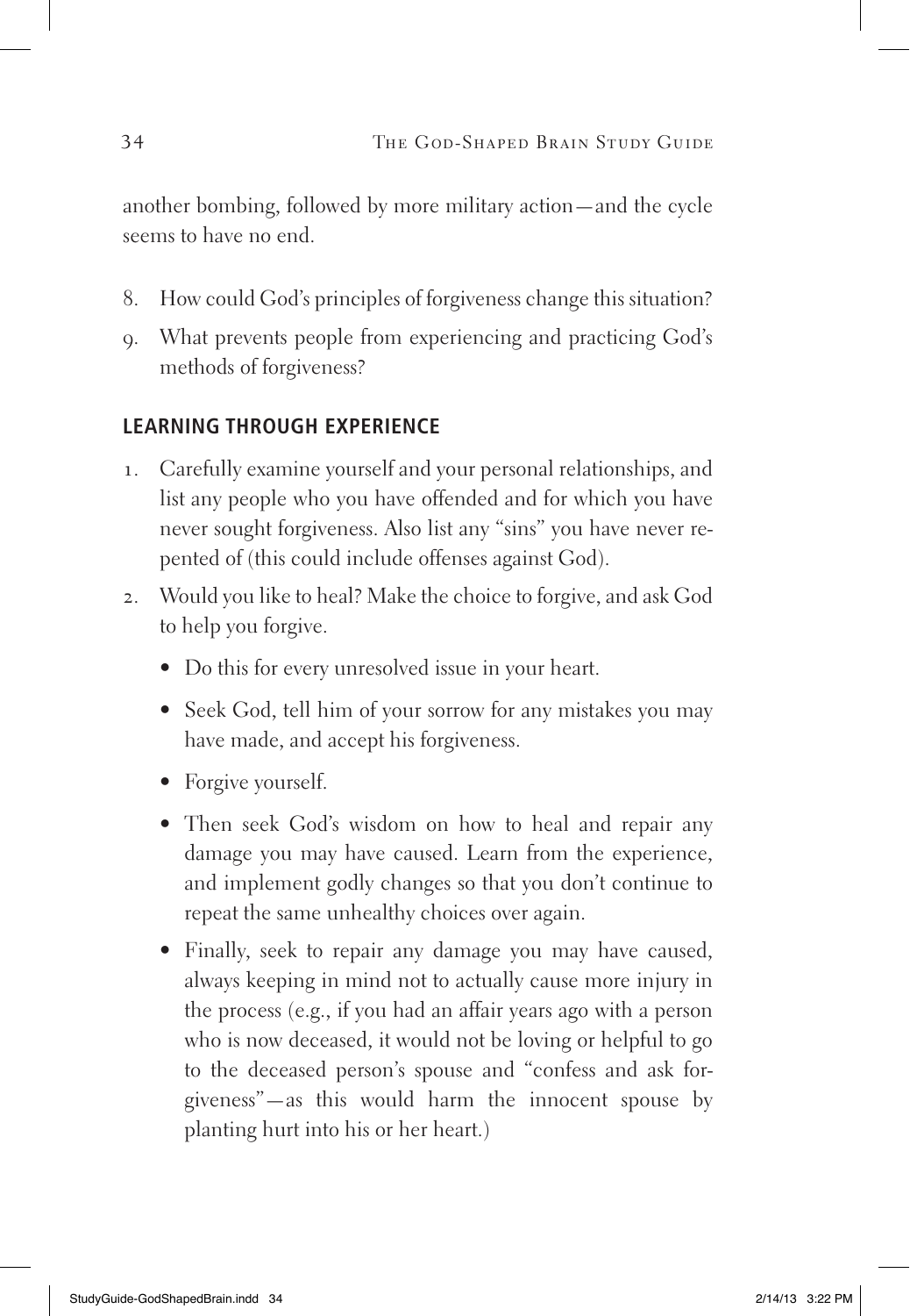another bombing, followed by more military action—and the cycle seems to have no end.

8. How could God's principles of forgiveness change this situation?
9. What prevents people from experiencing and practicing God's methods of forgiveness?

## LEARNING THROUGH EXPERIENCE

1. Carefully examine yourself and your personal relationships, and list any people who you have offended and for which you have never sought forgiveness. Also list any "sins" you have never repented of (this could include offenses against God).
2. Would you like to heal? Make the choice to forgive, and ask God to help you forgive.
   - Do this for every unresolved issue in your heart.
   - Seek God, tell him of your sorrow for any mistakes you may have made, and accept his forgiveness.
   - Forgive yourself.
   - Then seek God's wisdom on how to heal and repair any damage you may have caused. Learn from the experience, and implement godly changes so that you don't continue to repeat the same unhealthy choices over again.
   - Finally, seek to repair any damage you may have caused, always keeping in mind not to actually cause more injury in the process (e.g., if you had an affair years ago with a person who is now deceased, it would not be loving or helpful to go to the deceased person's spouse and "confess and ask forgiveness"—as this would harm the innocent spouse by planting hurt into his or her heart.)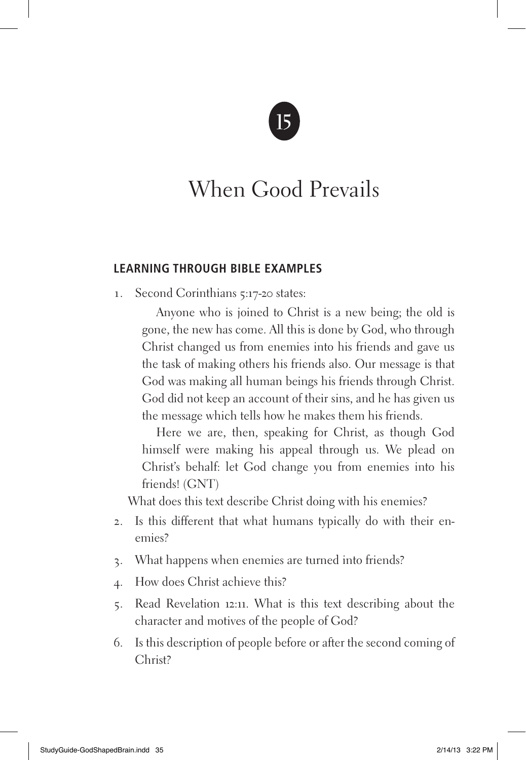15

# When Good Prevails

## LEARNING THROUGH BIBLE EXAMPLES

1. Second Corinthians 5:17-20 states:

   > Anyone who is joined to Christ is a new being; the old is gone, the new has come. All this is done by God, who through Christ changed us from enemies into his friends and gave us the task of making others his friends also. Our message is that God was making all human beings his friends through Christ. God did not keep an account of their sins, and he has given us the message which tells how he makes them his friends.
   >
   > Here we are, then, speaking for Christ, as though God himself were making his appeal through us. We plead on Christ's behalf: let God change you from enemies into his friends! (GNT)

   What does this text describe Christ doing with his enemies?

2. Is this different that what humans typically do with their enemies?
3. What happens when enemies are turned into friends?
4. How does Christ achieve this?
5. Read Revelation 12:11. What is this text describing about the character and motives of the people of God?
6. Is this description of people before or after the second coming of Christ?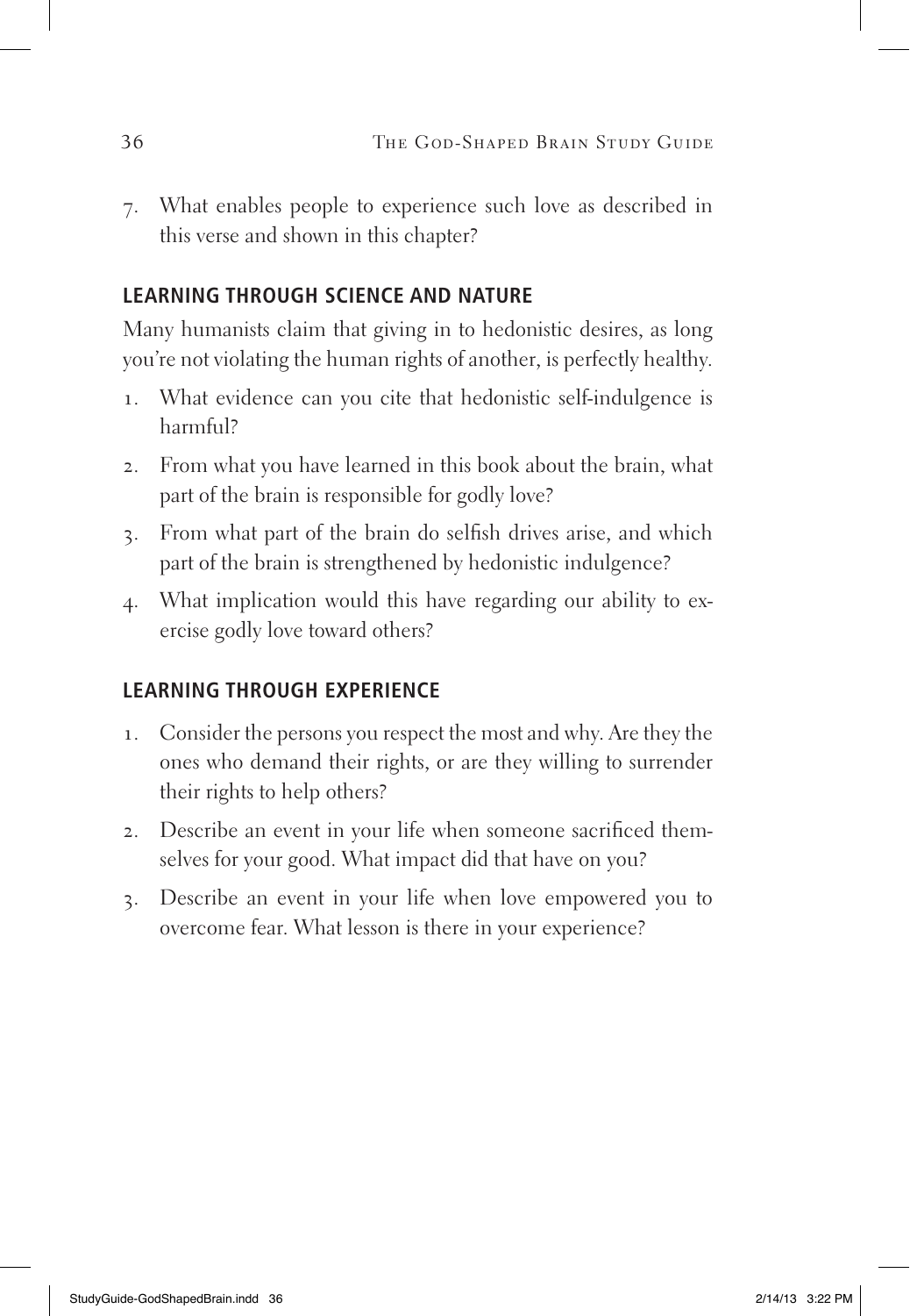7. What enables people to experience such love as described in this verse and shown in this chapter?

## LEARNING THROUGH SCIENCE AND NATURE

Many humanists claim that giving in to hedonistic desires, as long you're not violating the human rights of another, is perfectly healthy.

1. What evidence can you cite that hedonistic self-indulgence is harmful?
2. From what you have learned in this book about the brain, what part of the brain is responsible for godly love?
3. From what part of the brain do selfish drives arise, and which part of the brain is strengthened by hedonistic indulgence?
4. What implication would this have regarding our ability to exercise godly love toward others?

## LEARNING THROUGH EXPERIENCE

1. Consider the persons you respect the most and why. Are they the ones who demand their rights, or are they willing to surrender their rights to help others?
2. Describe an event in your life when someone sacrificed themselves for your good. What impact did that have on you?
3. Describe an event in your life when love empowered you to overcome fear. What lesson is there in your experience?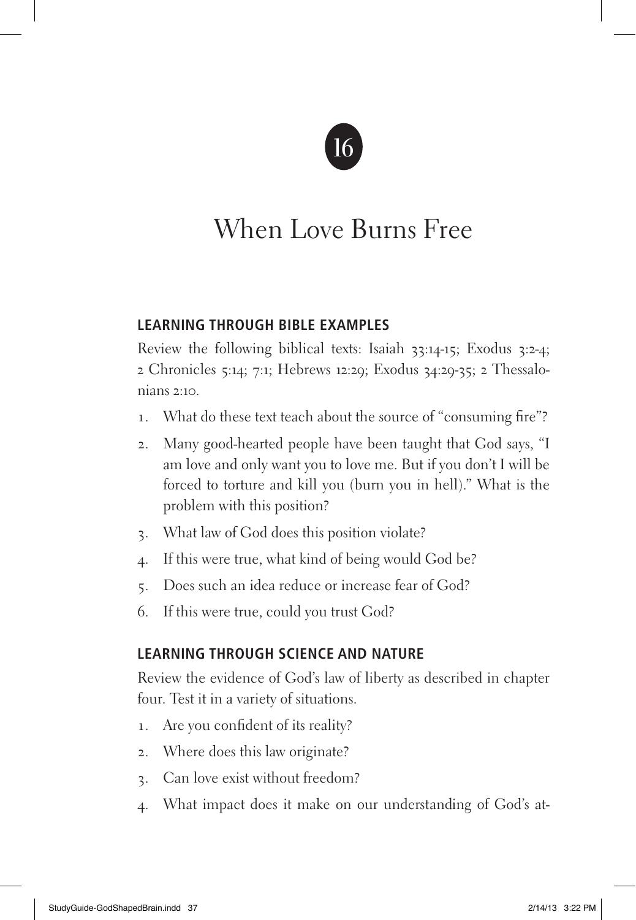# 16

# When Love Burns Free

## LEARNING THROUGH BIBLE EXAMPLES

Review the following biblical texts: Isaiah 33:14-15; Exodus 3:2-4; 2 Chronicles 5:14; 7:1; Hebrews 12:29; Exodus 34:29-35; 2 Thessalonians 2:10.

1. What do these text teach about the source of "consuming fire"?
2. Many good-hearted people have been taught that God says, "I am love and only want you to love me. But if you don't I will be forced to torture and kill you (burn you in hell)." What is the problem with this position?
3. What law of God does this position violate?
4. If this were true, what kind of being would God be?
5. Does such an idea reduce or increase fear of God?
6. If this were true, could you trust God?

## LEARNING THROUGH SCIENCE AND NATURE

Review the evidence of God's law of liberty as described in chapter four. Test it in a variety of situations.

1. Are you confident of its reality?
2. Where does this law originate?
3. Can love exist without freedom?
4. What impact does it make on our understanding of God's at-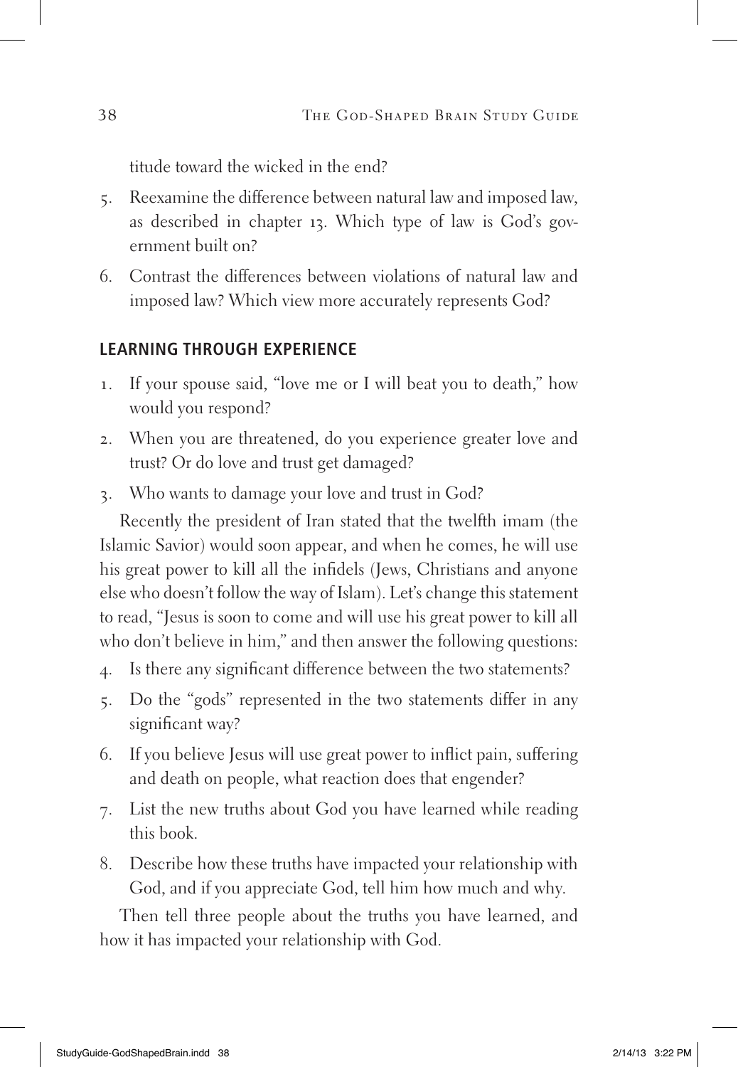titude toward the wicked in the end?

5. Reexamine the difference between natural law and imposed law, as described in chapter 13. Which type of law is God's government built on?
6. Contrast the differences between violations of natural law and imposed law? Which view more accurately represents God?

### LEARNING THROUGH EXPERIENCE

1. If your spouse said, "love me or I will beat you to death," how would you respond?
2. When you are threatened, do you experience greater love and trust? Or do love and trust get damaged?
3. Who wants to damage your love and trust in God?

Recently the president of Iran stated that the twelfth imam (the Islamic Savior) would soon appear, and when he comes, he will use his great power to kill all the infidels (Jews, Christians and anyone else who doesn't follow the way of Islam). Let's change this statement to read, "Jesus is soon to come and will use his great power to kill all who don't believe in him," and then answer the following questions:

4. Is there any significant difference between the two statements?
5. Do the "gods" represented in the two statements differ in any significant way?
6. If you believe Jesus will use great power to inflict pain, suffering and death on people, what reaction does that engender?
7. List the new truths about God you have learned while reading this book.
8. Describe how these truths have impacted your relationship with God, and if you appreciate God, tell him how much and why.

Then tell three people about the truths you have learned, and how it has impacted your relationship with God.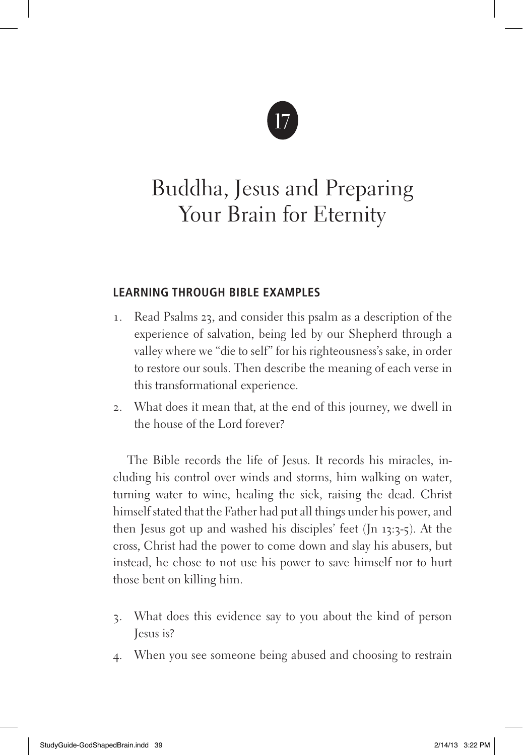# 17

# Buddha, Jesus and Preparing Your Brain for Eternity

### LEARNING THROUGH BIBLE EXAMPLES

1. Read Psalms 23, and consider this psalm as a description of the experience of salvation, being led by our Shepherd through a valley where we "die to self" for his righteousness's sake, in order to restore our souls. Then describe the meaning of each verse in this transformational experience.
2. What does it mean that, at the end of this journey, we dwell in the house of the Lord forever?

The Bible records the life of Jesus. It records his miracles, including his control over winds and storms, him walking on water, turning water to wine, healing the sick, raising the dead. Christ himself stated that the Father had put all things under his power, and then Jesus got up and washed his disciples' feet (Jn 13:3-5). At the cross, Christ had the power to come down and slay his abusers, but instead, he chose to not use his power to save himself nor to hurt those bent on killing him.

3. What does this evidence say to you about the kind of person Jesus is?
4. When you see someone being abused and choosing to restrain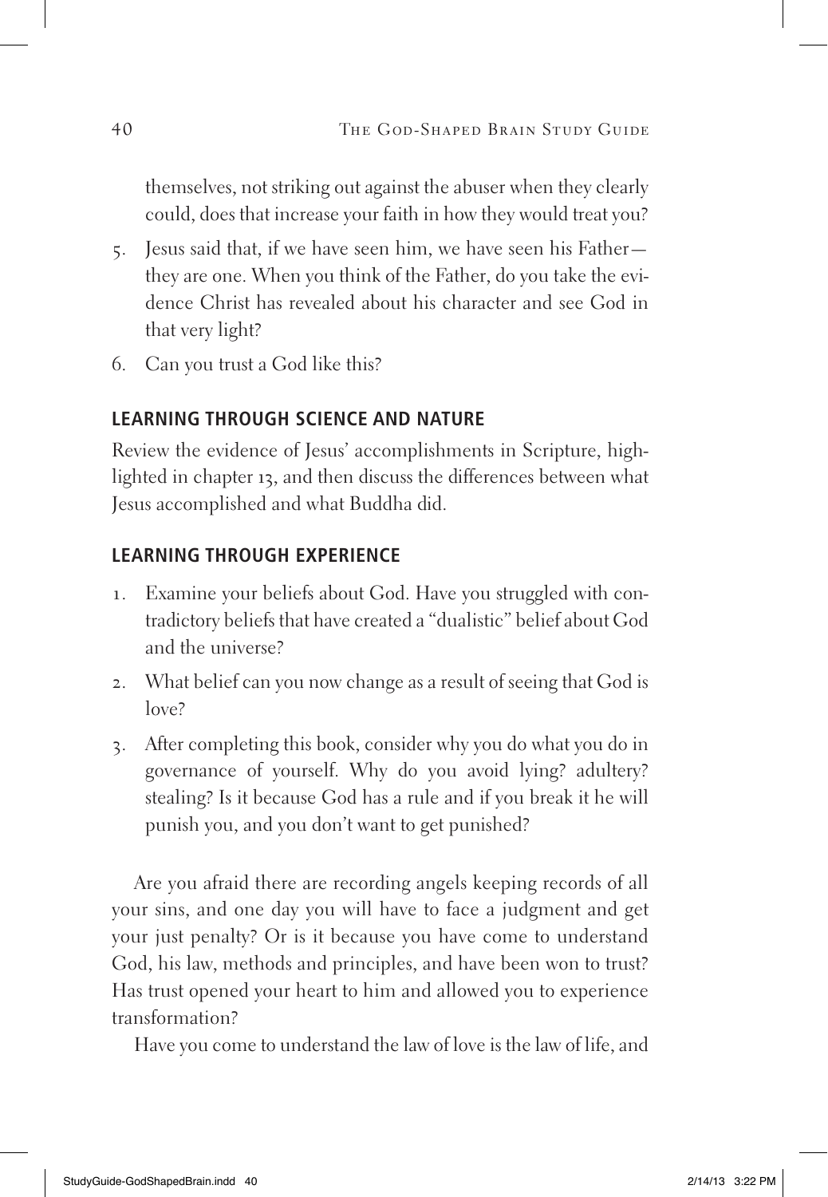themselves, not striking out against the abuser when they clearly could, does that increase your faith in how they would treat you?

5. Jesus said that, if we have seen him, we have seen his Father—they are one. When you think of the Father, do you take the evidence Christ has revealed about his character and see God in that very light?
6. Can you trust a God like this?

### LEARNING THROUGH SCIENCE AND NATURE

Review the evidence of Jesus' accomplishments in Scripture, highlighted in chapter 13, and then discuss the differences between what Jesus accomplished and what Buddha did.

### LEARNING THROUGH EXPERIENCE

1. Examine your beliefs about God. Have you struggled with contradictory beliefs that have created a "dualistic" belief about God and the universe?
2. What belief can you now change as a result of seeing that God is love?
3. After completing this book, consider why you do what you do in governance of yourself. Why do you avoid lying? adultery? stealing? Is it because God has a rule and if you break it he will punish you, and you don't want to get punished?

Are you afraid there are recording angels keeping records of all your sins, and one day you will have to face a judgment and get your just penalty? Or is it because you have come to understand God, his law, methods and principles, and have been won to trust? Has trust opened your heart to him and allowed you to experience transformation?

Have you come to understand the law of love is the law of life, and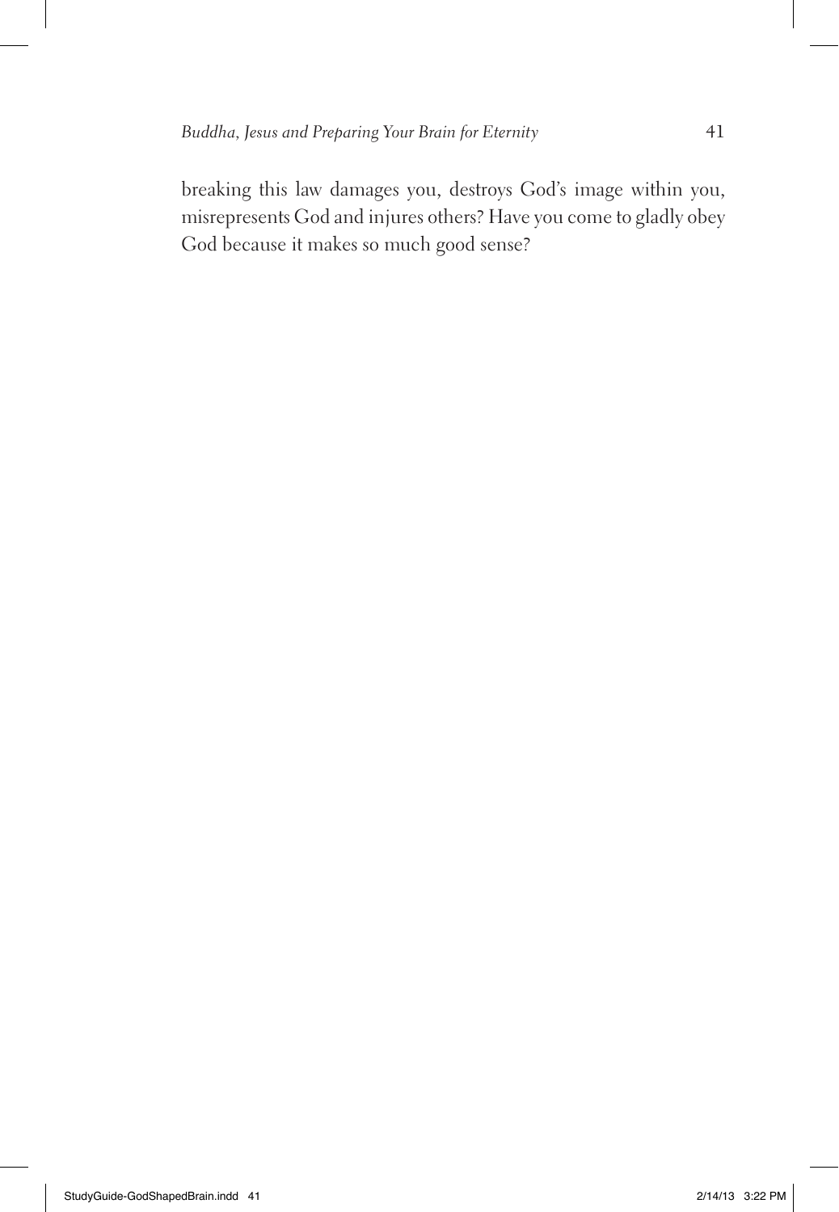breaking this law damages you, destroys God's image within you, misrepresents God and injures others? Have you come to gladly obey God because it makes so much good sense?